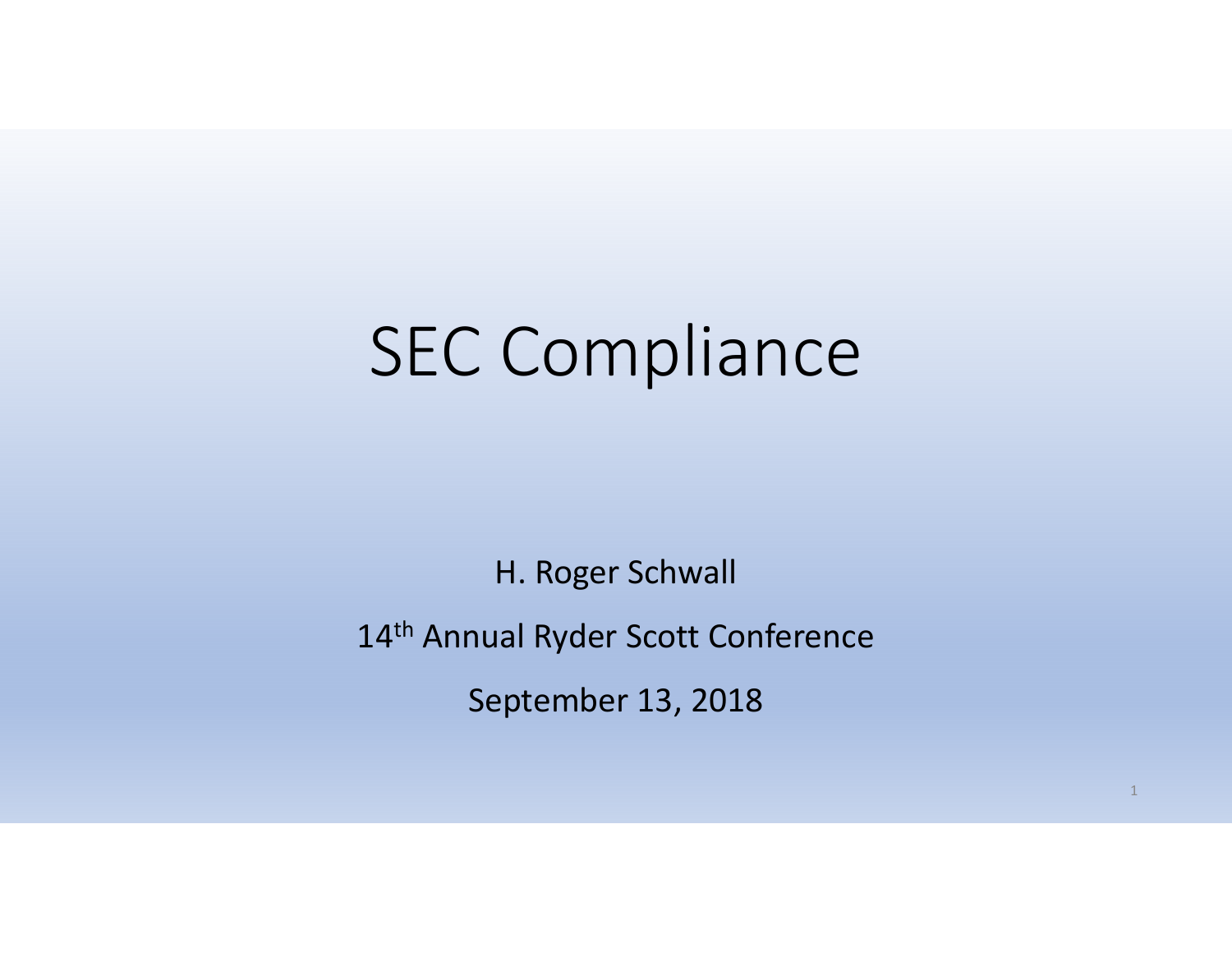# SEC Compliance

H. Roger Schwall

14th Annual Ryder Scott Conference

September 13, 2018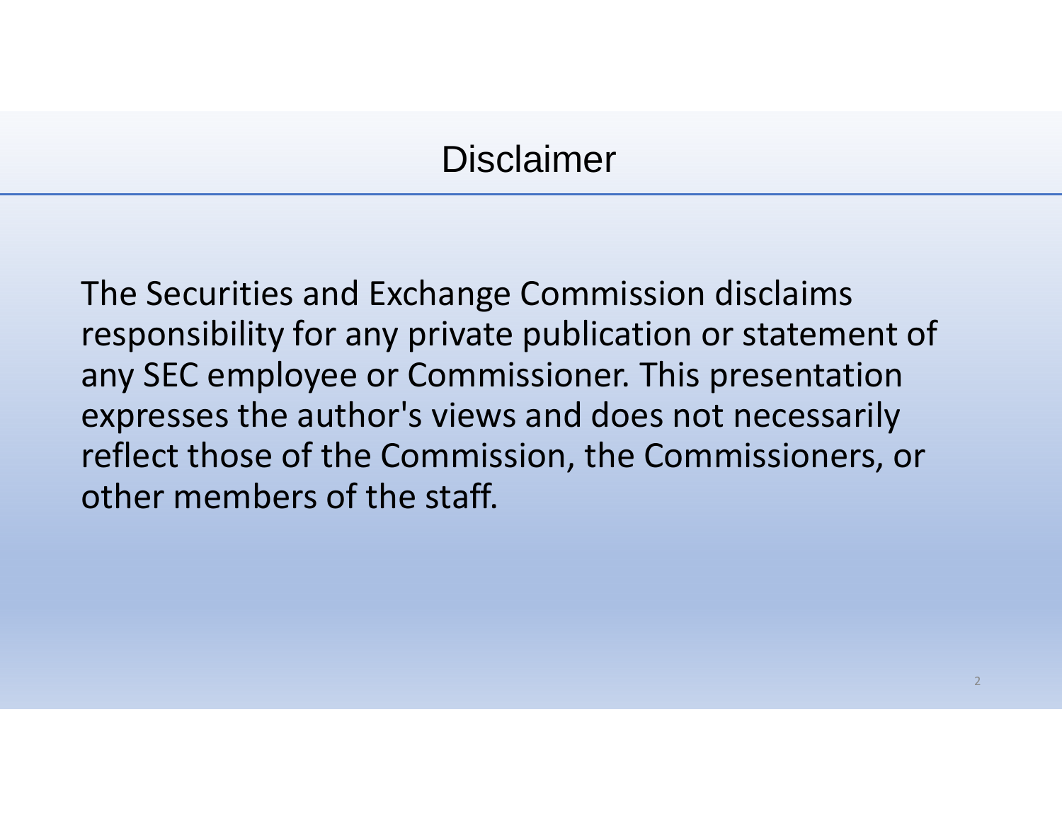# Disclaimer

The Securities and Exchange Commission disclaims responsibility for any private publication or statement of any SEC employee or Commissioner. This presentation expresses the author's views and does not necessarily reflect those of the Commission, the Commissioners, or other members of the staff.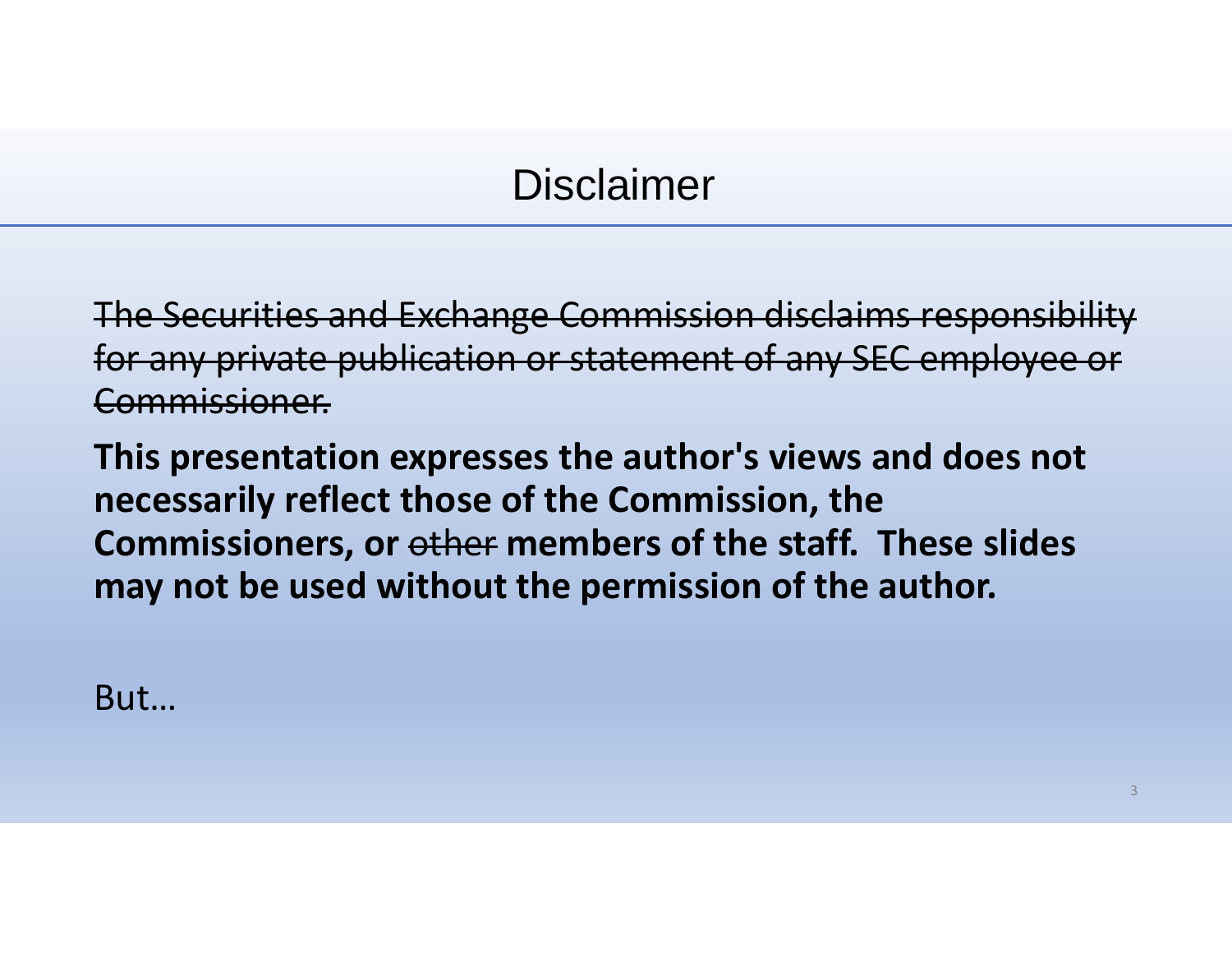# Disclaimer

~~The Securities and Exchange Commission disclaims responsibility for any private publication or statement of any SEC employee or Commissioner.~~

**This presentation expresses the author's views and does not necessarily reflect those of the Commission, the Commissioners, or ~~other~~ members of the staff. These slides may not be used without the permission of the author.**

But…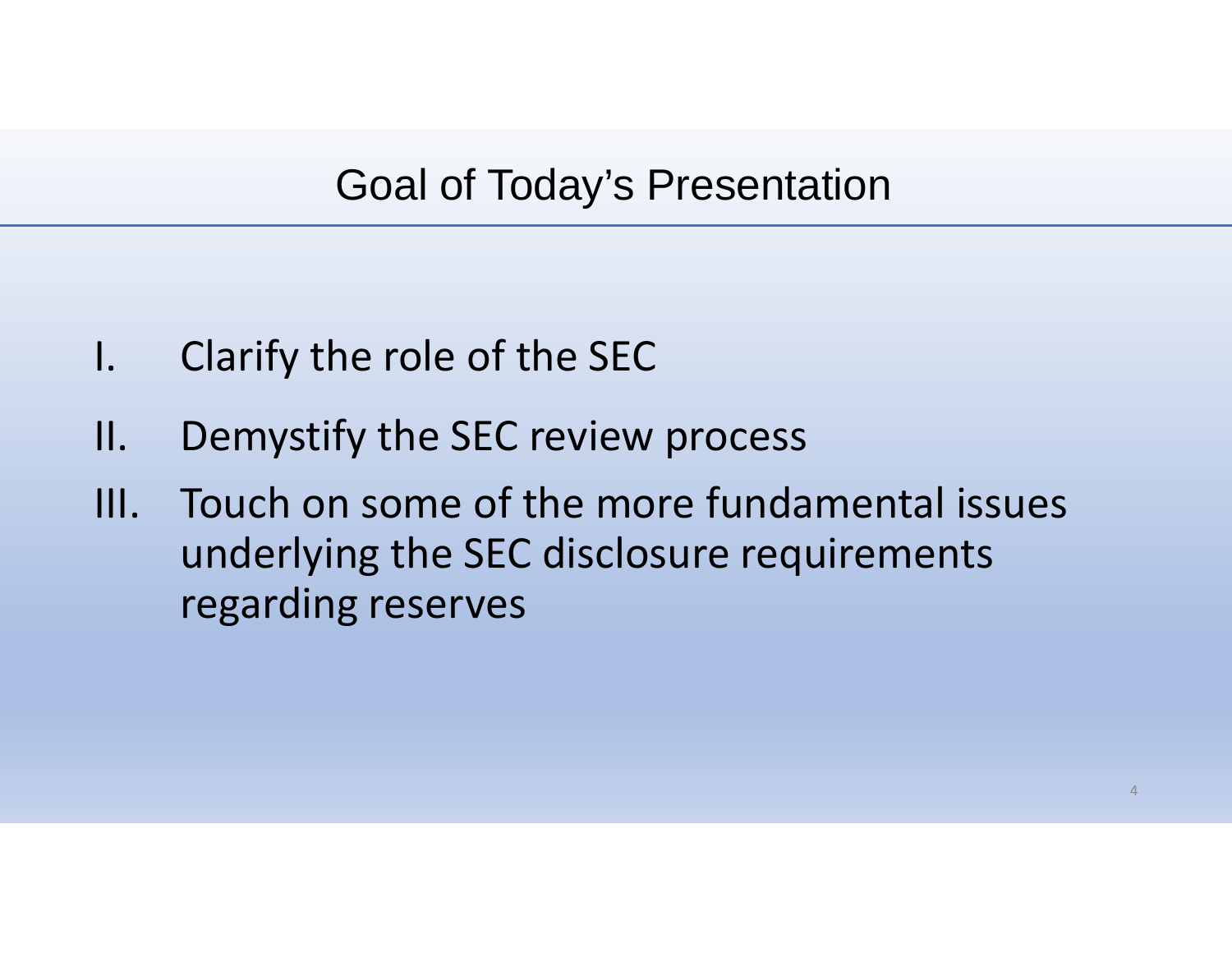# Goal of Today's Presentation

I. Clarify the role of the SEC

II. Demystify the SEC review process

III. Touch on some of the more fundamental issues underlying the SEC disclosure requirements regarding reserves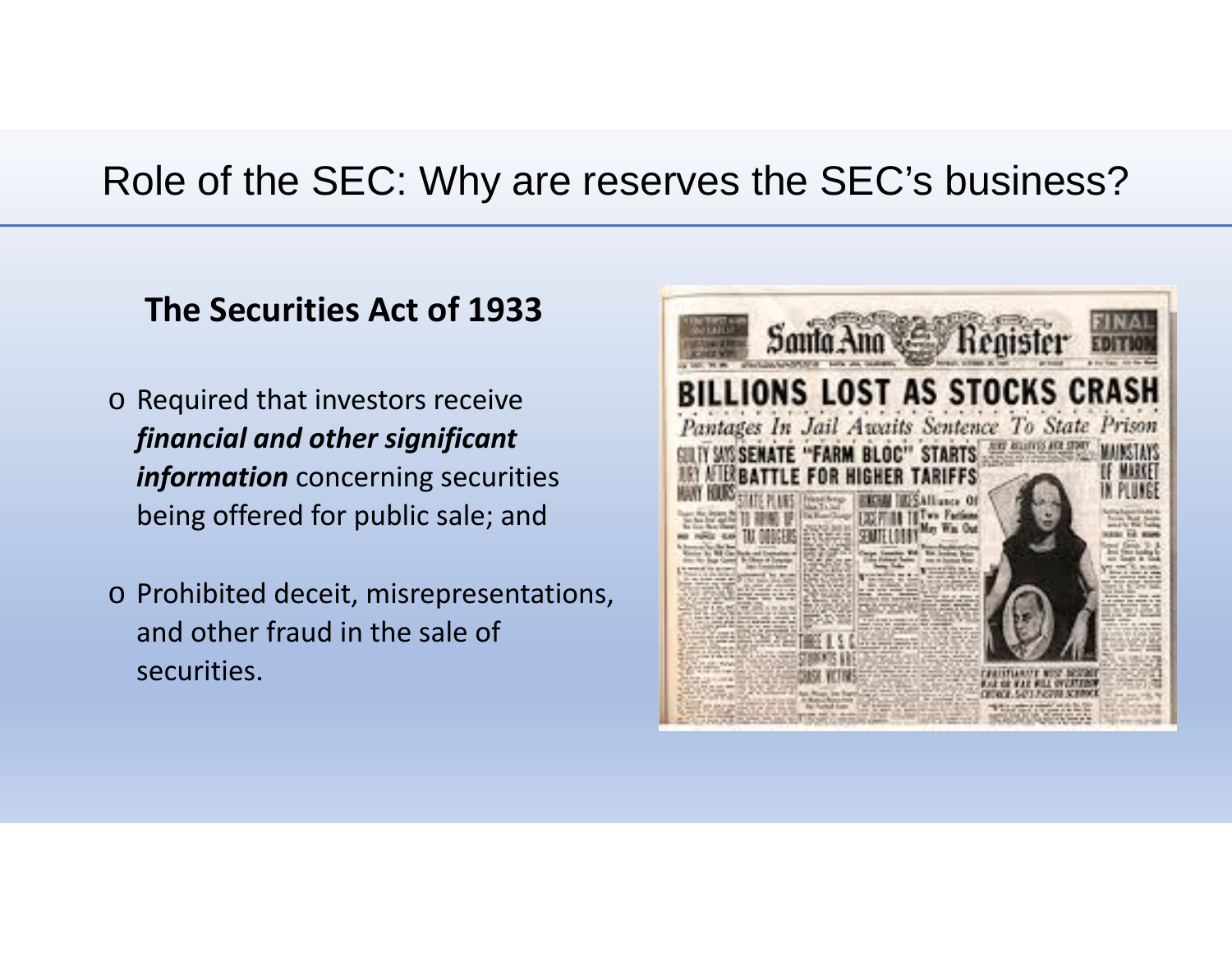# Role of the SEC: Why are reserves the SEC's business?

## The Securities Act of 1933

- Required that investors receive ***financial and other significant information*** concerning securities being offered for public sale; and
- Prohibited deceit, misrepresentations, and other fraud in the sale of securities.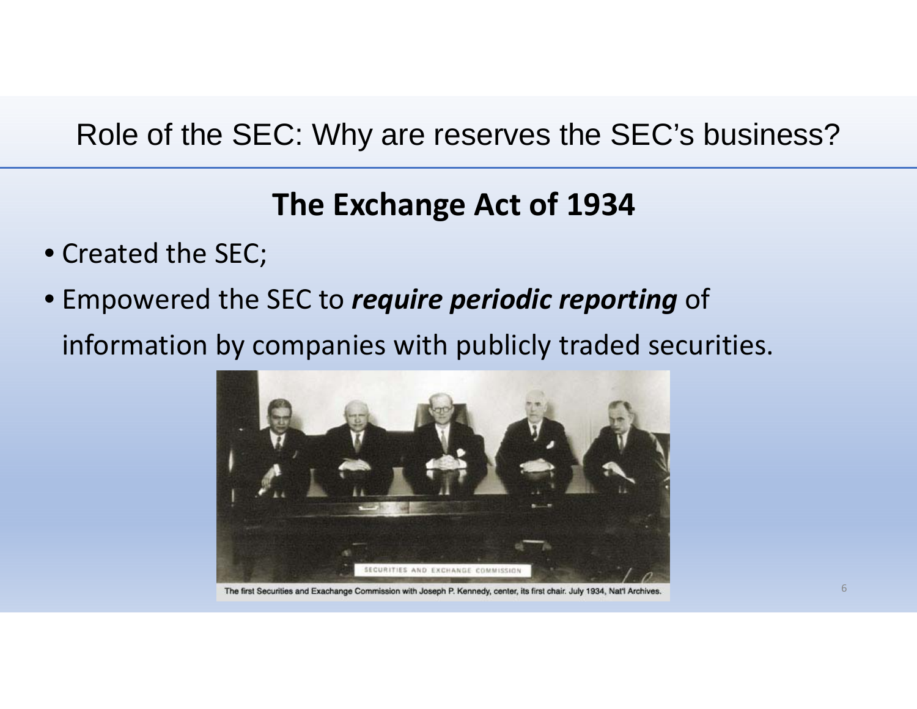# Role of the SEC: Why are reserves the SEC's business?

## The Exchange Act of 1934

- Created the SEC;
- Empowered the SEC to ***require periodic reporting*** of information by companies with publicly traded securities.

The first Securities and Exachange Commission with Joseph P. Kennedy, center, its first chair. July 1934, Nat'l Archives.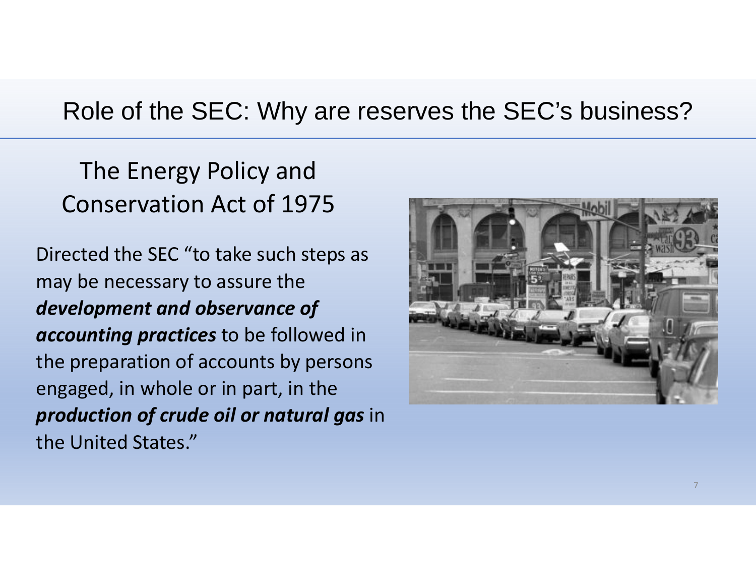# Role of the SEC: Why are reserves the SEC's business?

## The Energy Policy and Conservation Act of 1975

Directed the SEC "to take such steps as may be necessary to assure the ***development and observance of accounting practices*** to be followed in the preparation of accounts by persons engaged, in whole or in part, in the ***production of crude oil or natural gas*** in the United States."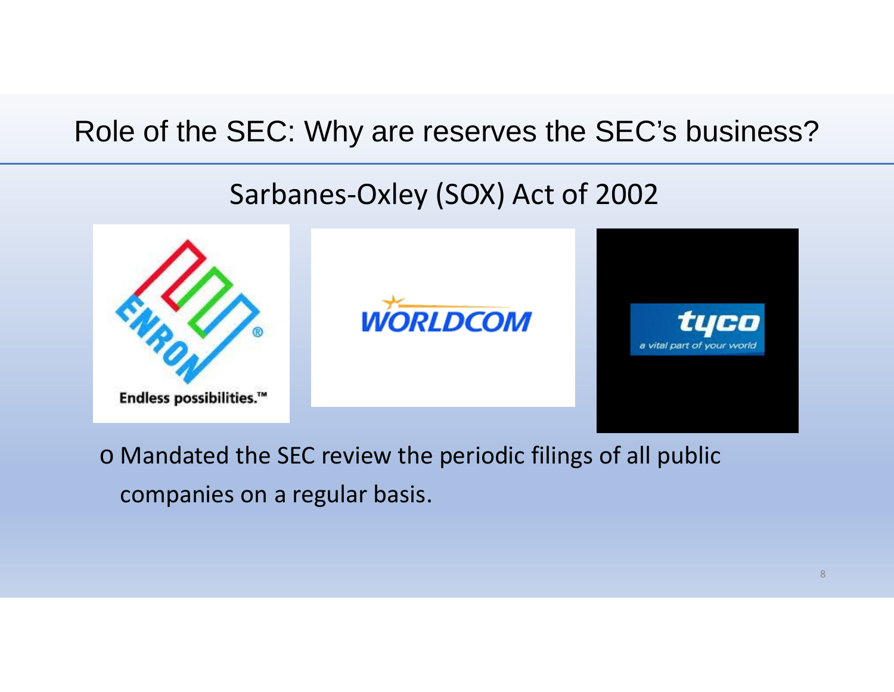# Role of the SEC: Why are reserves the SEC's business?

## Sarbanes-Oxley (SOX) Act of 2002

- Mandated the SEC review the periodic filings of all public companies on a regular basis.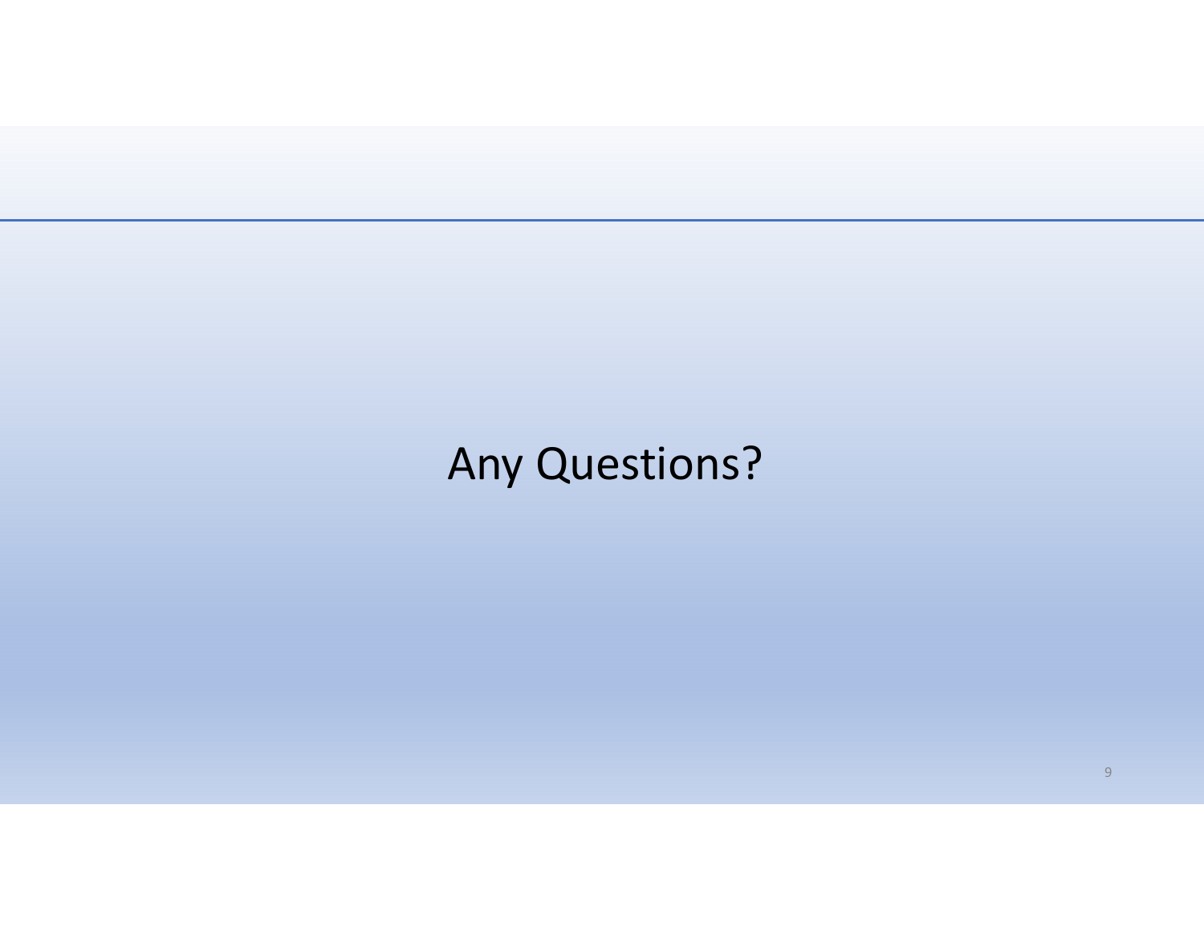Any Questions?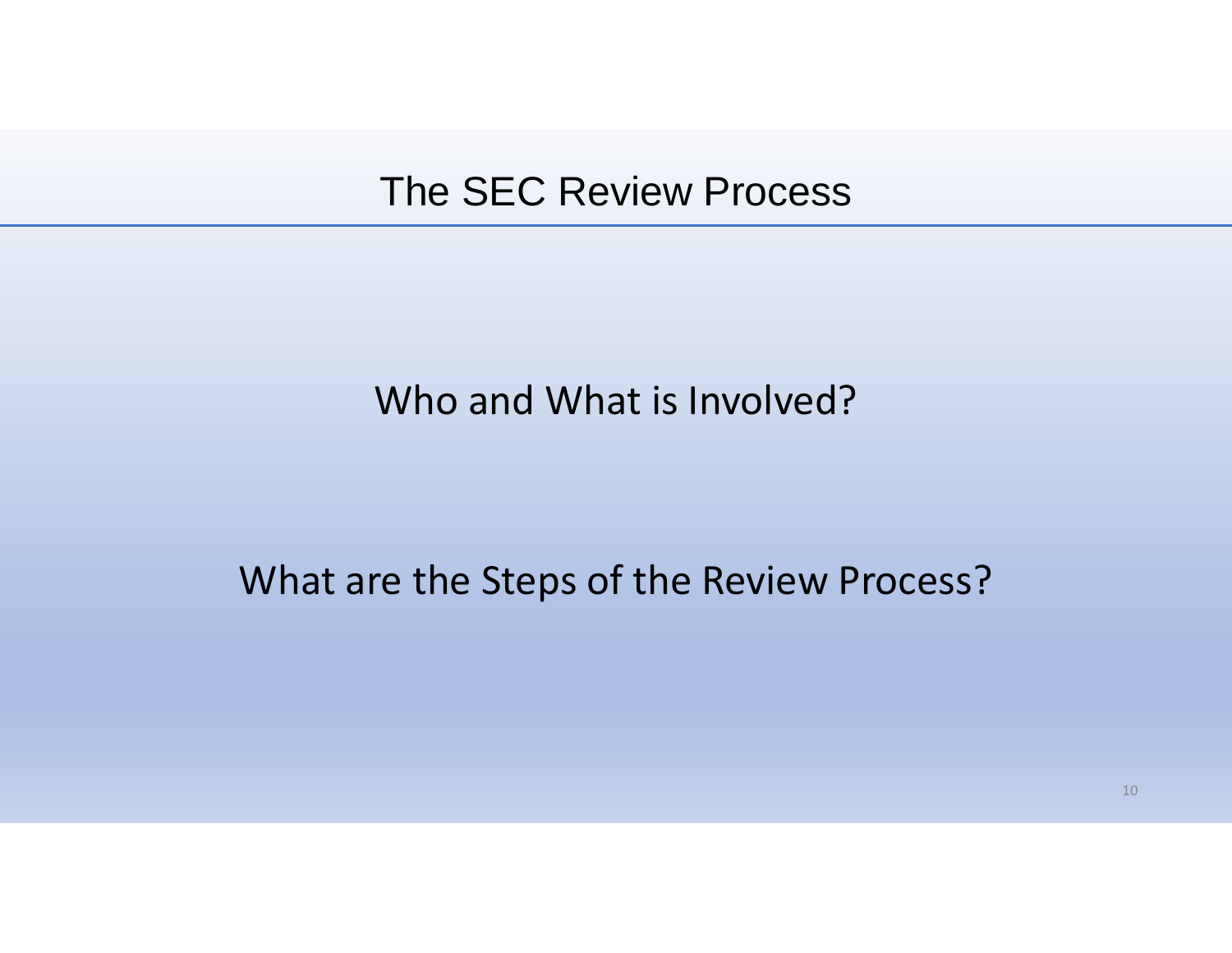# The SEC Review Process

Who and What is Involved?

What are the Steps of the Review Process?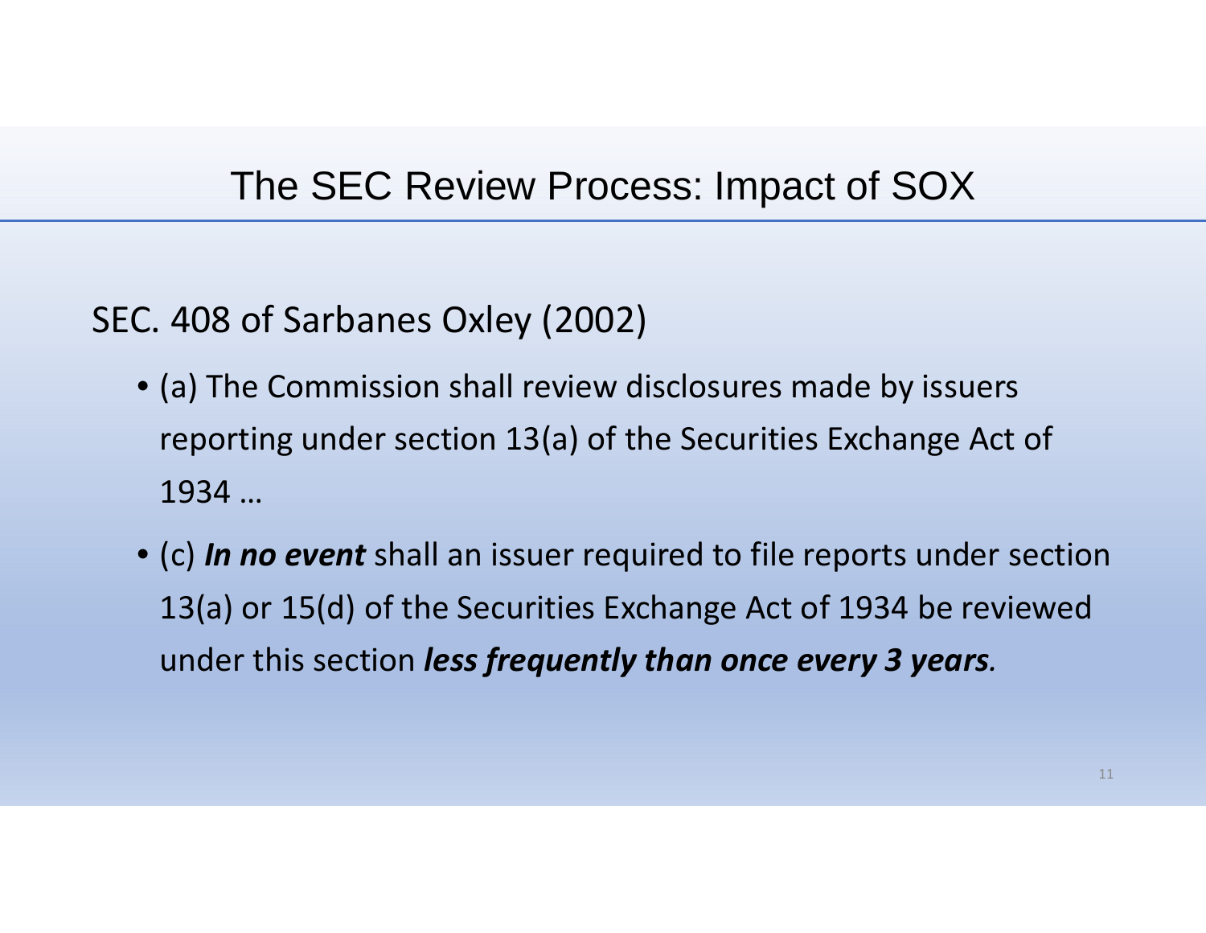# The SEC Review Process: Impact of SOX

SEC. 408 of Sarbanes Oxley (2002)

- (a) The Commission shall review disclosures made by issuers reporting under section 13(a) of the Securities Exchange Act of 1934 …
- (c) ***In no event*** shall an issuer required to file reports under section 13(a) or 15(d) of the Securities Exchange Act of 1934 be reviewed under this section ***less frequently than once every 3 years.***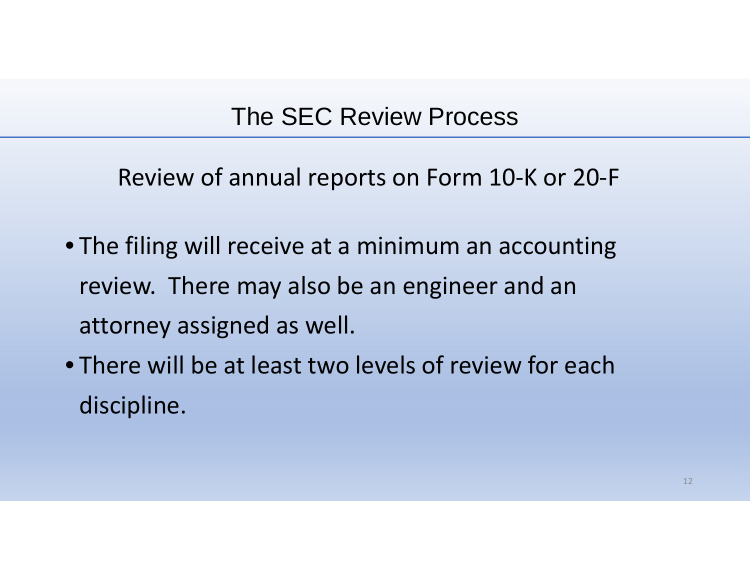# The SEC Review Process

## Review of annual reports on Form 10-K or 20-F

- The filing will receive at a minimum an accounting review. There may also be an engineer and an attorney assigned as well.
- There will be at least two levels of review for each discipline.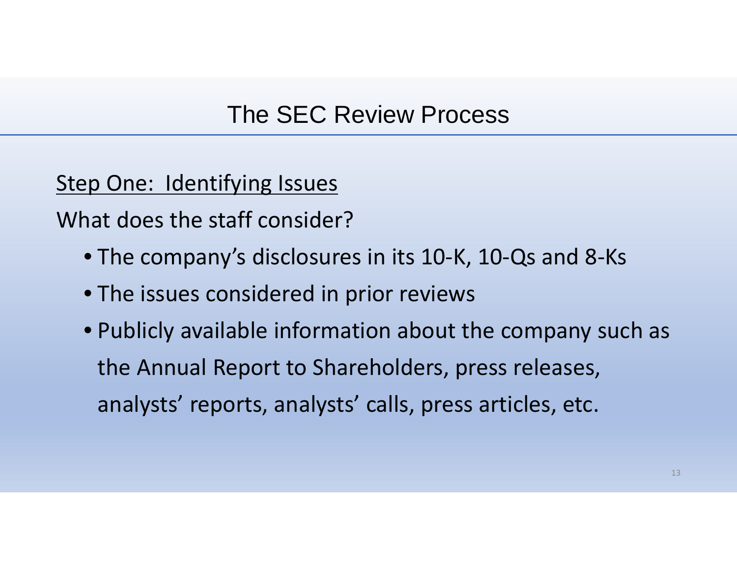# The SEC Review Process

<u>Step One: Identifying Issues</u>

What does the staff consider?

- The company's disclosures in its 10-K, 10-Qs and 8-Ks
- The issues considered in prior reviews
- Publicly available information about the company such as the Annual Report to Shareholders, press releases, analysts' reports, analysts' calls, press articles, etc.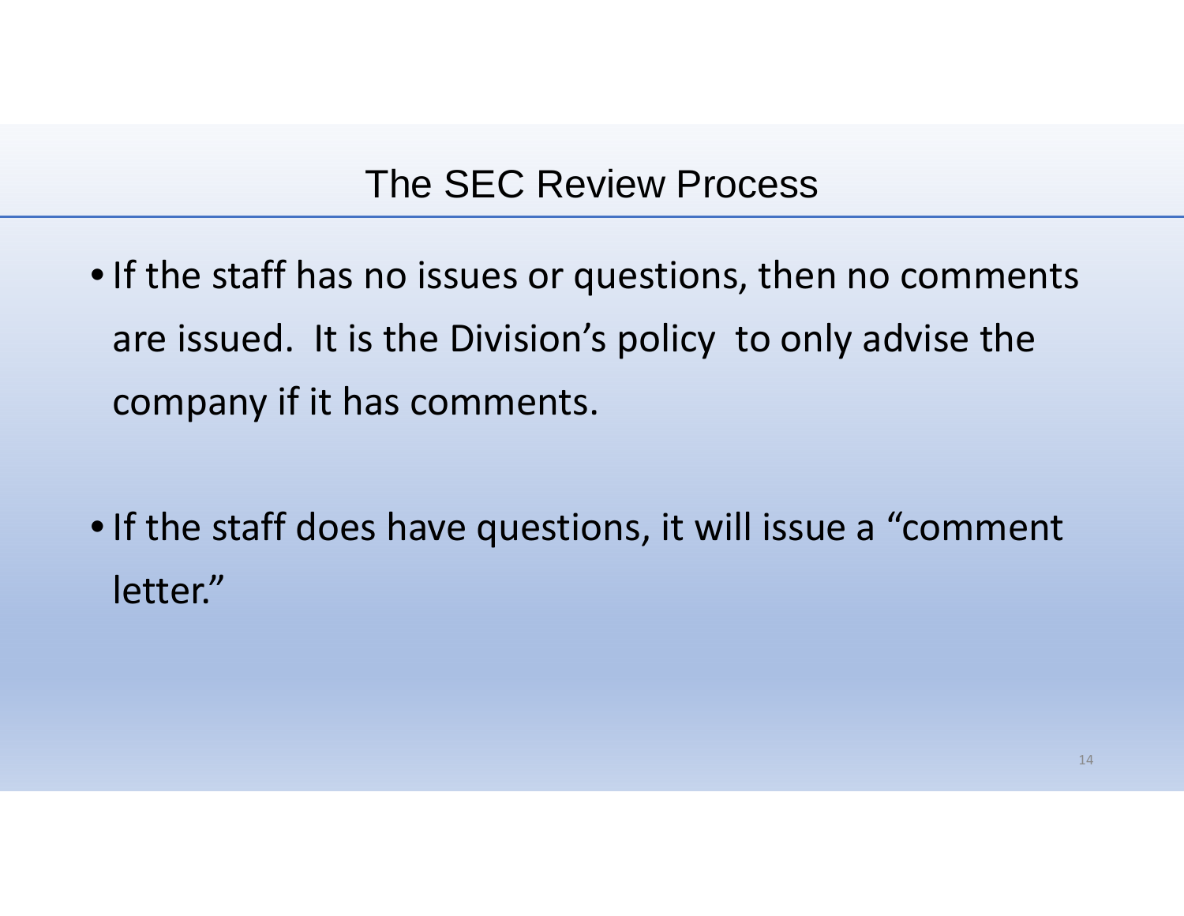# The SEC Review Process

- If the staff has no issues or questions, then no comments are issued. It is the Division's policy to only advise the company if it has comments.
- If the staff does have questions, it will issue a "comment letter."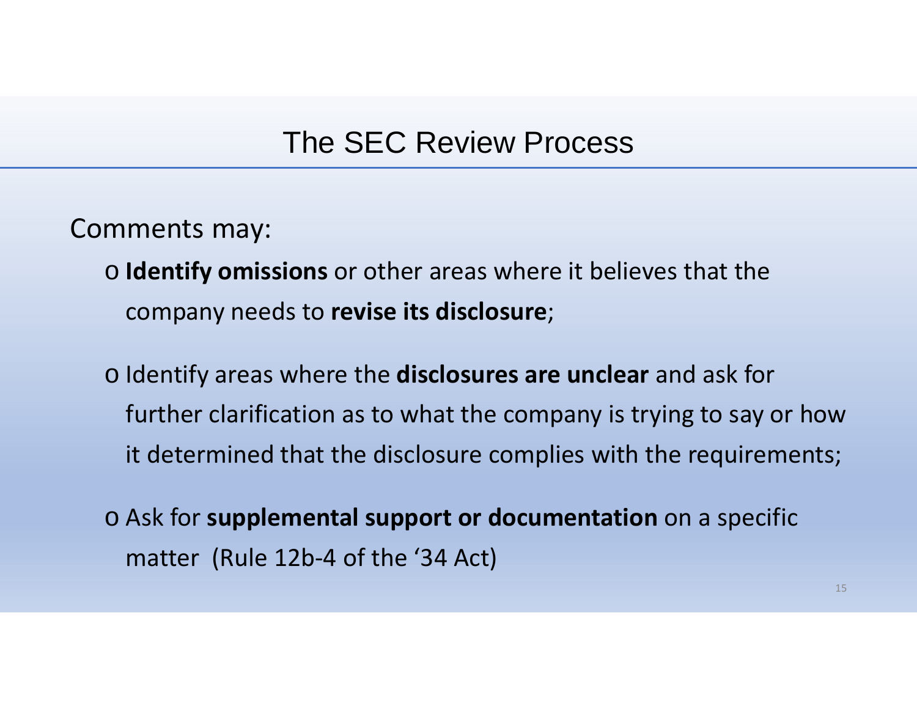# The SEC Review Process

Comments may:

- **Identify omissions** or other areas where it believes that the company needs to **revise its disclosure**;
- Identify areas where the **disclosures are unclear** and ask for further clarification as to what the company is trying to say or how it determined that the disclosure complies with the requirements;
- Ask for **supplemental support or documentation** on a specific matter (Rule 12b-4 of the '34 Act)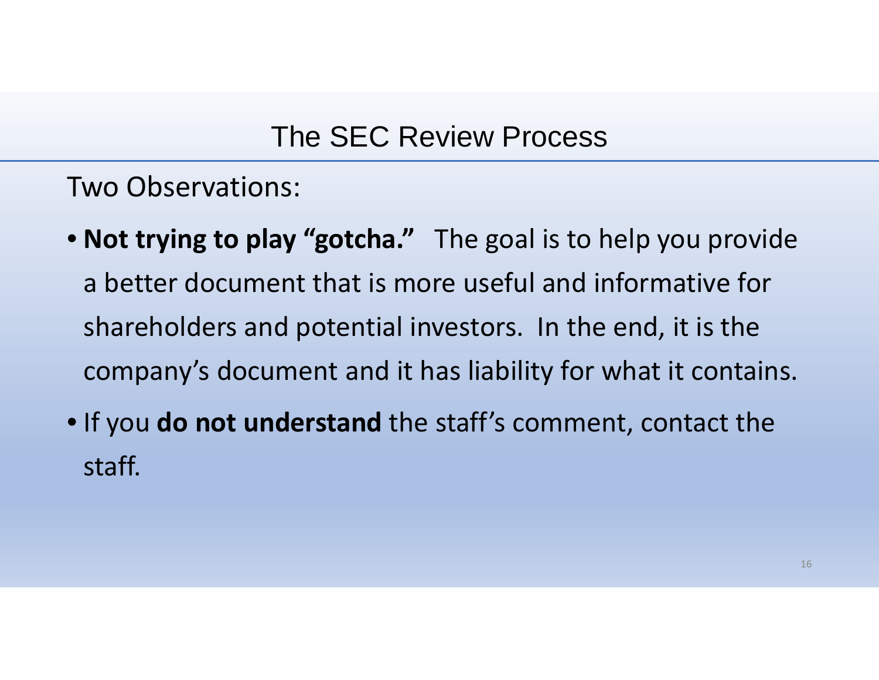# The SEC Review Process

Two Observations:

- **Not trying to play "gotcha."** The goal is to help you provide a better document that is more useful and informative for shareholders and potential investors. In the end, it is the company's document and it has liability for what it contains.
- If you **do not understand** the staff's comment, contact the staff.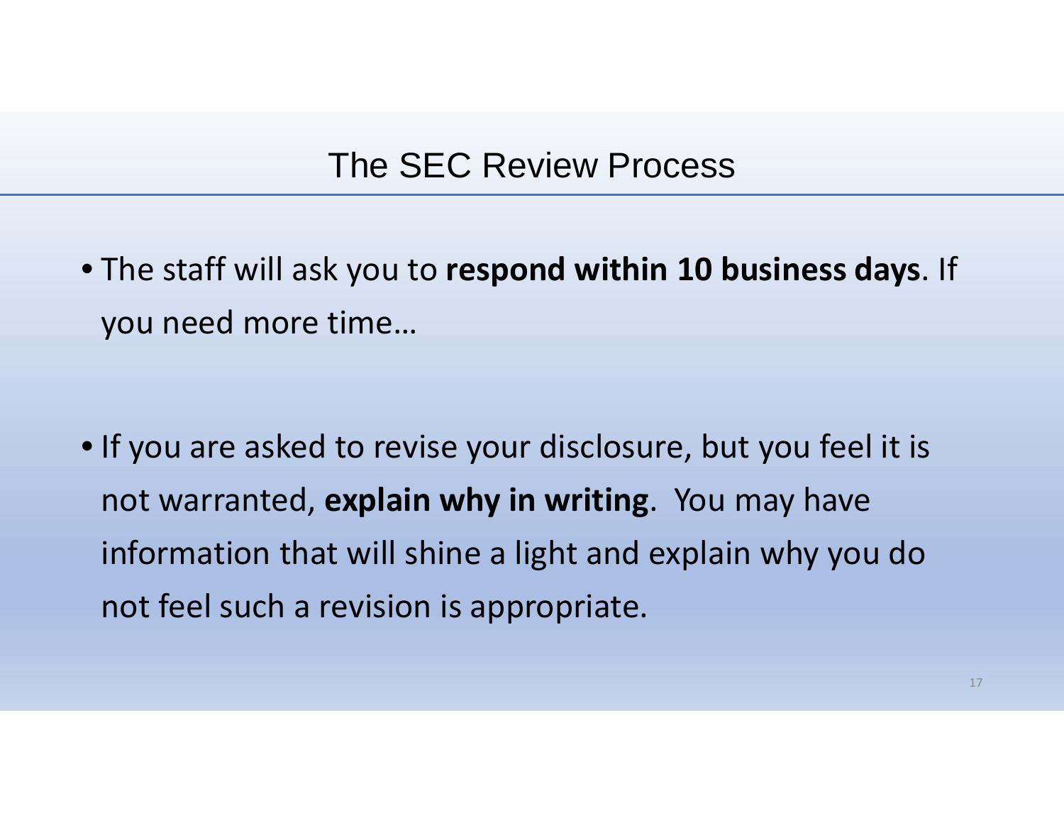# The SEC Review Process

- The staff will ask you to **respond within 10 business days**. If you need more time…

- If you are asked to revise your disclosure, but you feel it is not warranted, **explain why in writing**. You may have information that will shine a light and explain why you do not feel such a revision is appropriate.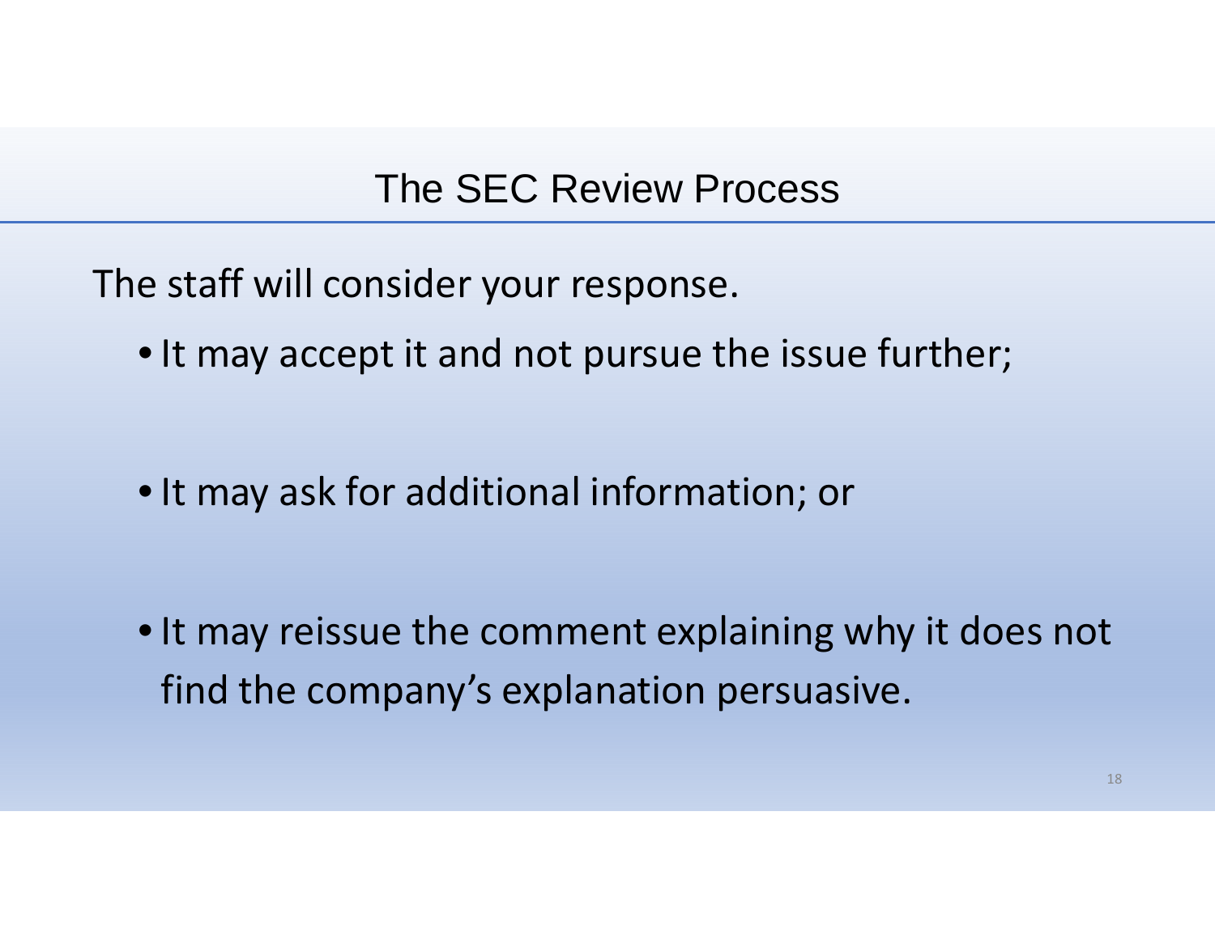# The SEC Review Process

The staff will consider your response.

- It may accept it and not pursue the issue further;
- It may ask for additional information; or
- It may reissue the comment explaining why it does not find the company's explanation persuasive.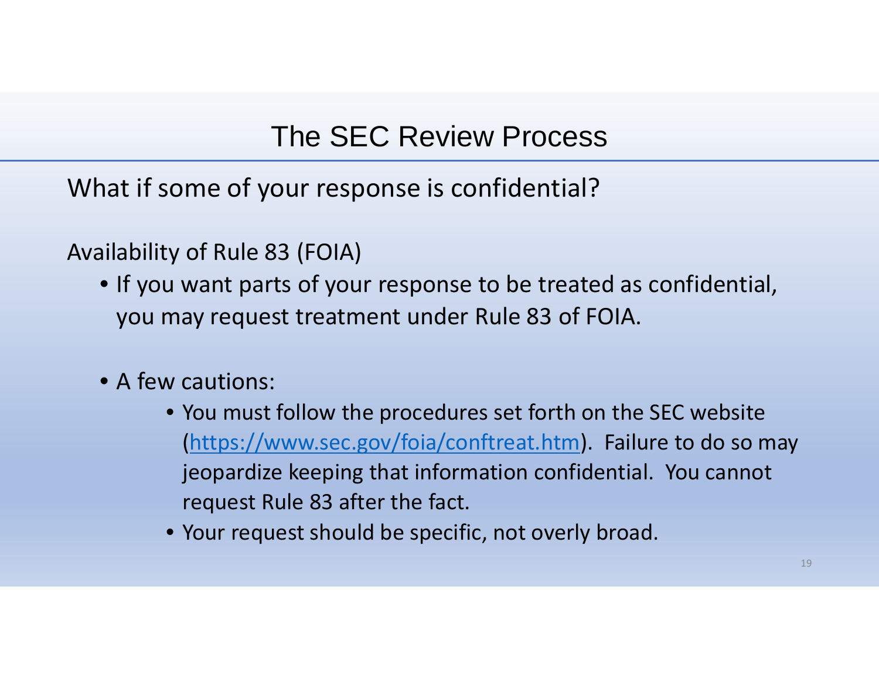# The SEC Review Process

What if some of your response is confidential?

Availability of Rule 83 (FOIA)

- If you want parts of your response to be treated as confidential, you may request treatment under Rule 83 of FOIA.

- A few cautions:
    - You must follow the procedures set forth on the SEC website ([https://www.sec.gov/foia/conftreat.htm](https://www.sec.gov/foia/conftreat.htm)). Failure to do so may jeopardize keeping that information confidential. You cannot request Rule 83 after the fact.
    - Your request should be specific, not overly broad.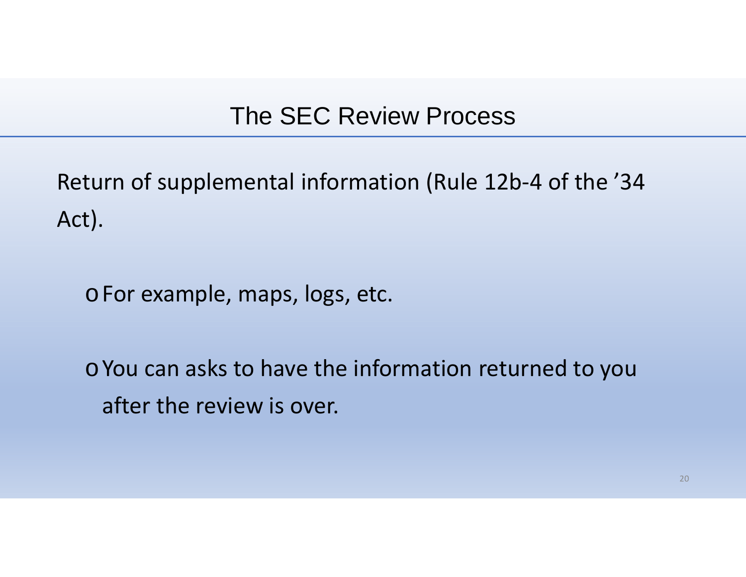# The SEC Review Process

Return of supplemental information (Rule 12b-4 of the ’34 Act).

- For example, maps, logs, etc.
- You can asks to have the information returned to you after the review is over.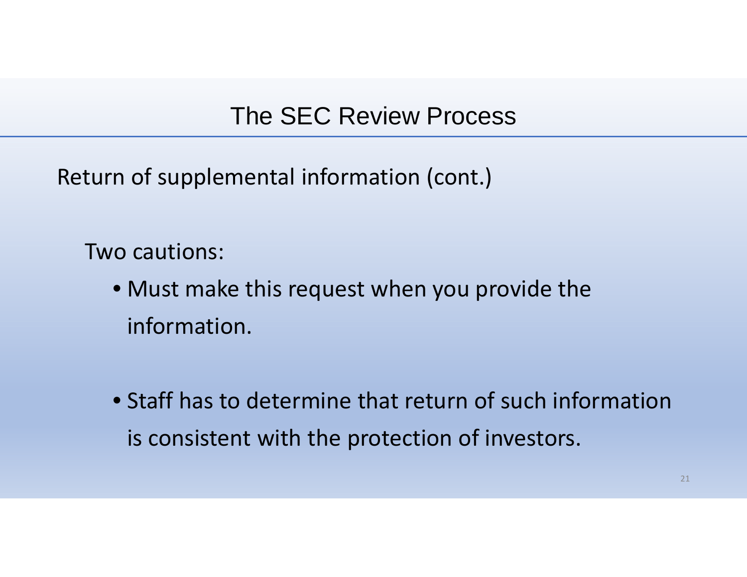# The SEC Review Process

Return of supplemental information (cont.)

Two cautions:

- Must make this request when you provide the information.
- Staff has to determine that return of such information is consistent with the protection of investors.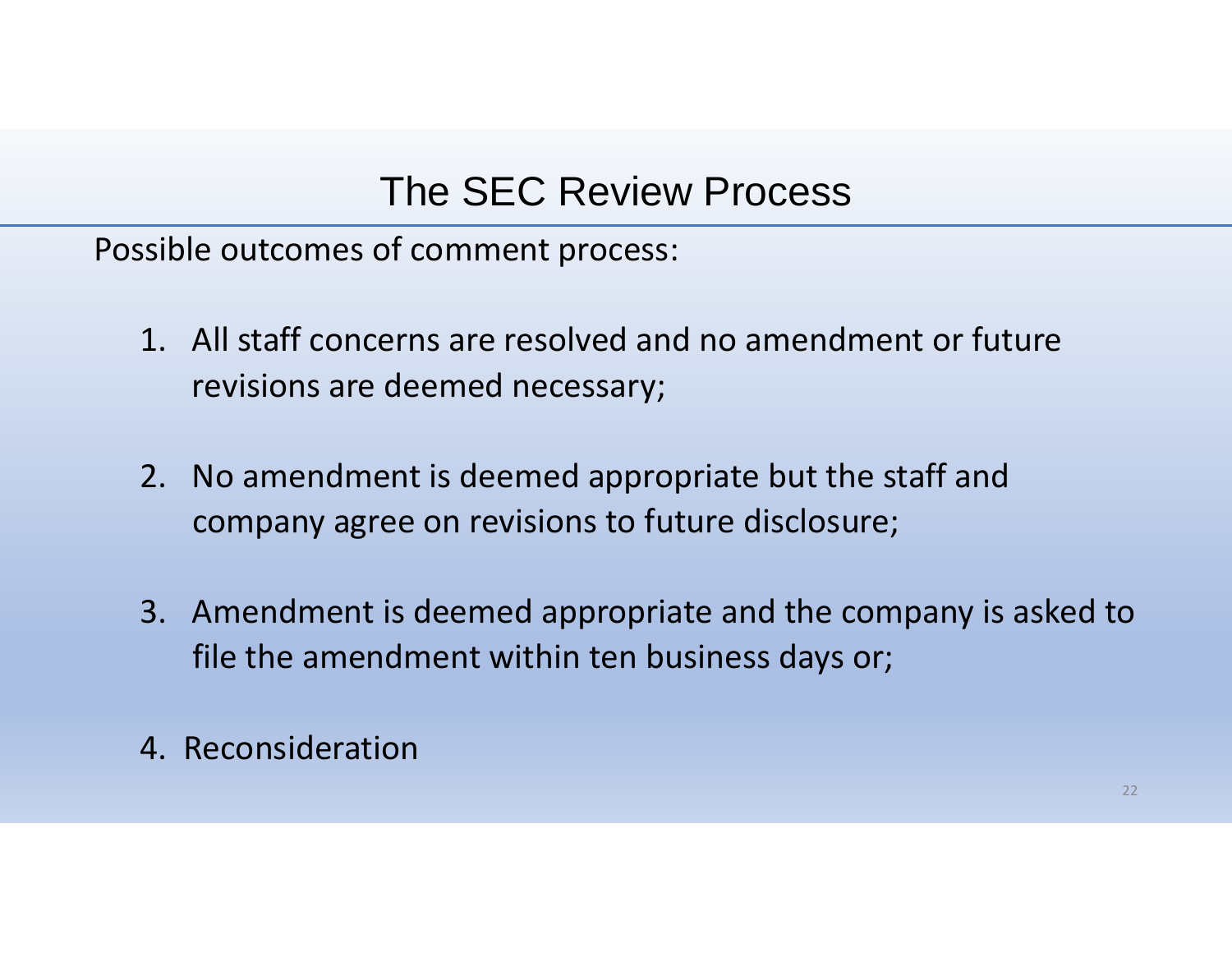# The SEC Review Process

Possible outcomes of comment process:

1. All staff concerns are resolved and no amendment or future revisions are deemed necessary;
2. No amendment is deemed appropriate but the staff and company agree on revisions to future disclosure;
3. Amendment is deemed appropriate and the company is asked to file the amendment within ten business days or;
4. Reconsideration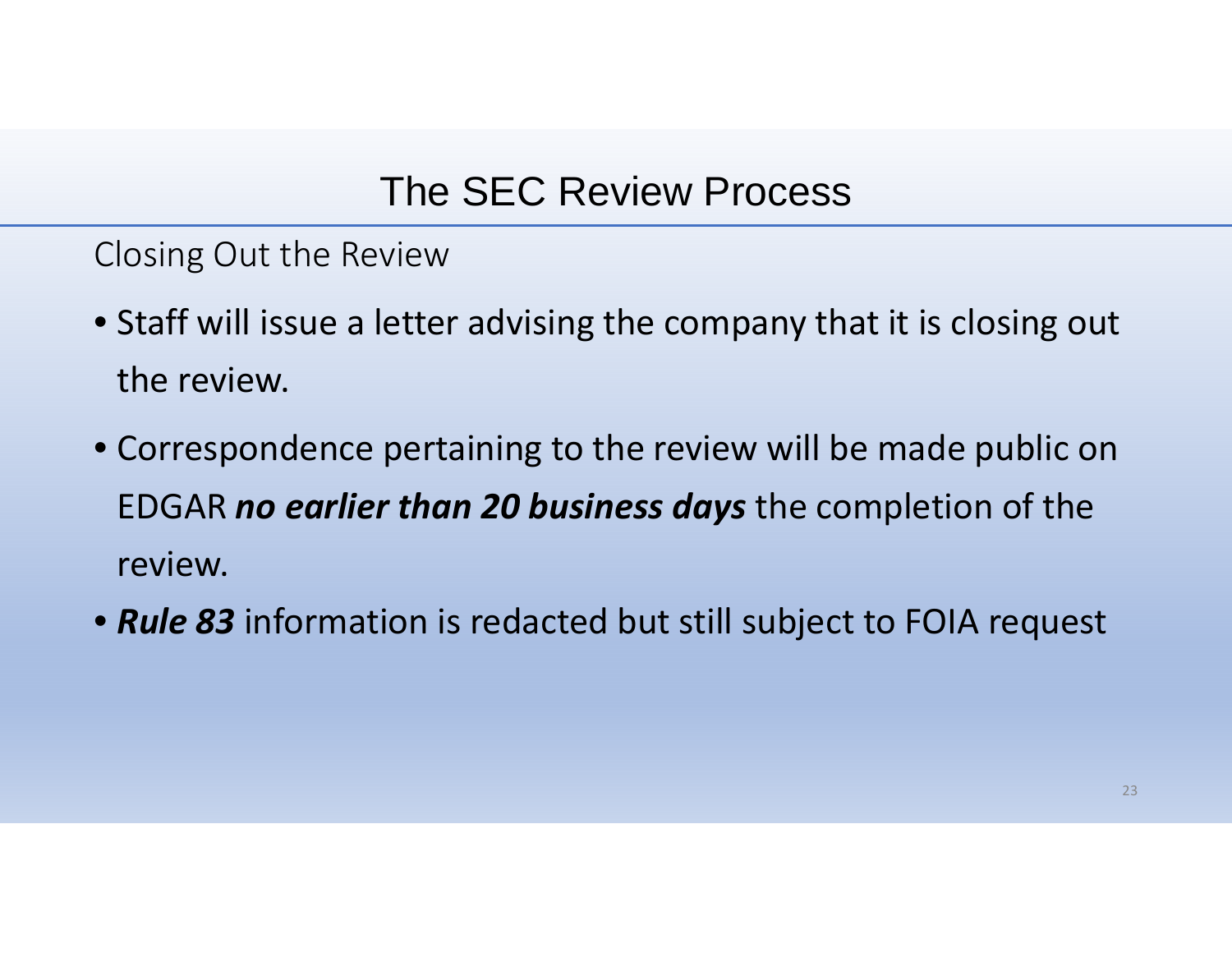# The SEC Review Process

## Closing Out the Review

- Staff will issue a letter advising the company that it is closing out the review.
- Correspondence pertaining to the review will be made public on EDGAR ***no earlier than 20 business days*** the completion of the review.
- ***Rule 83*** information is redacted but still subject to FOIA request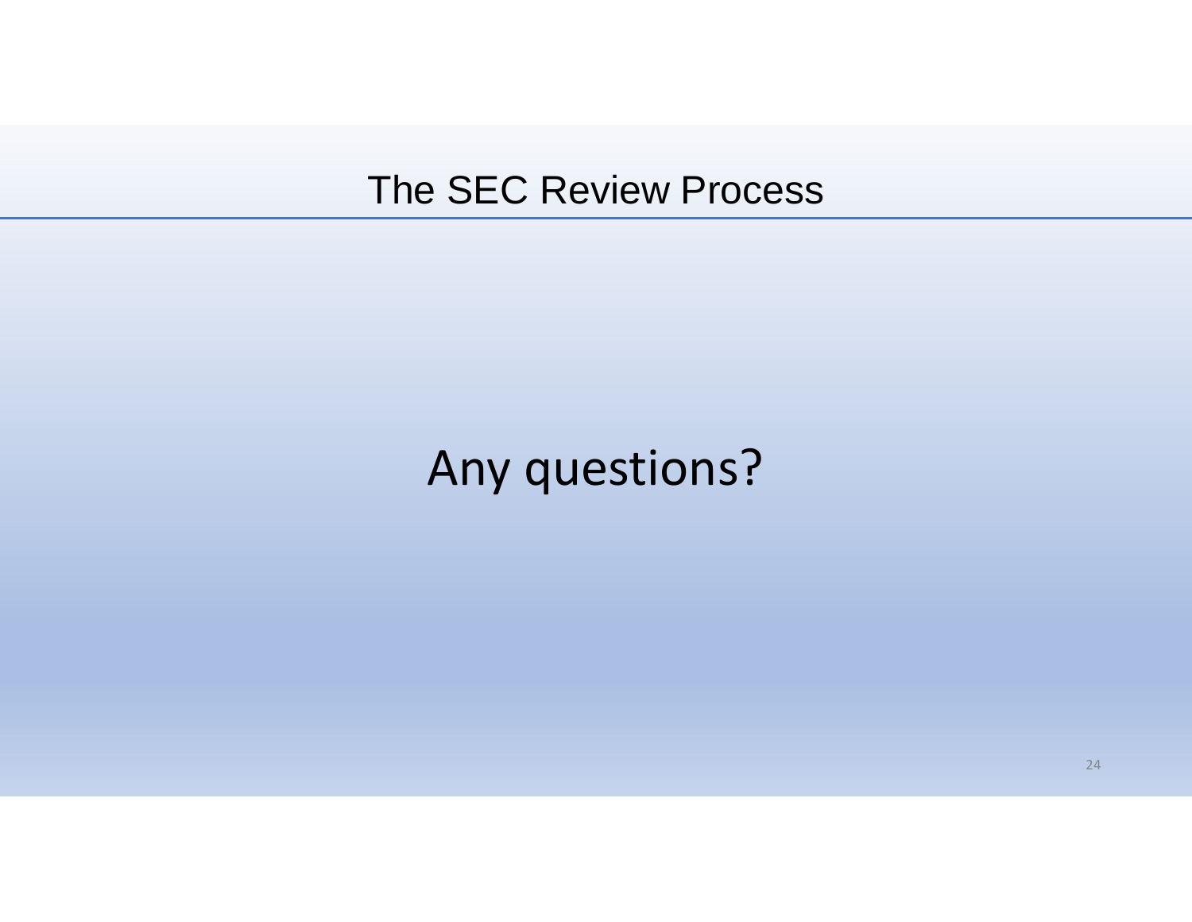# The SEC Review Process

Any questions?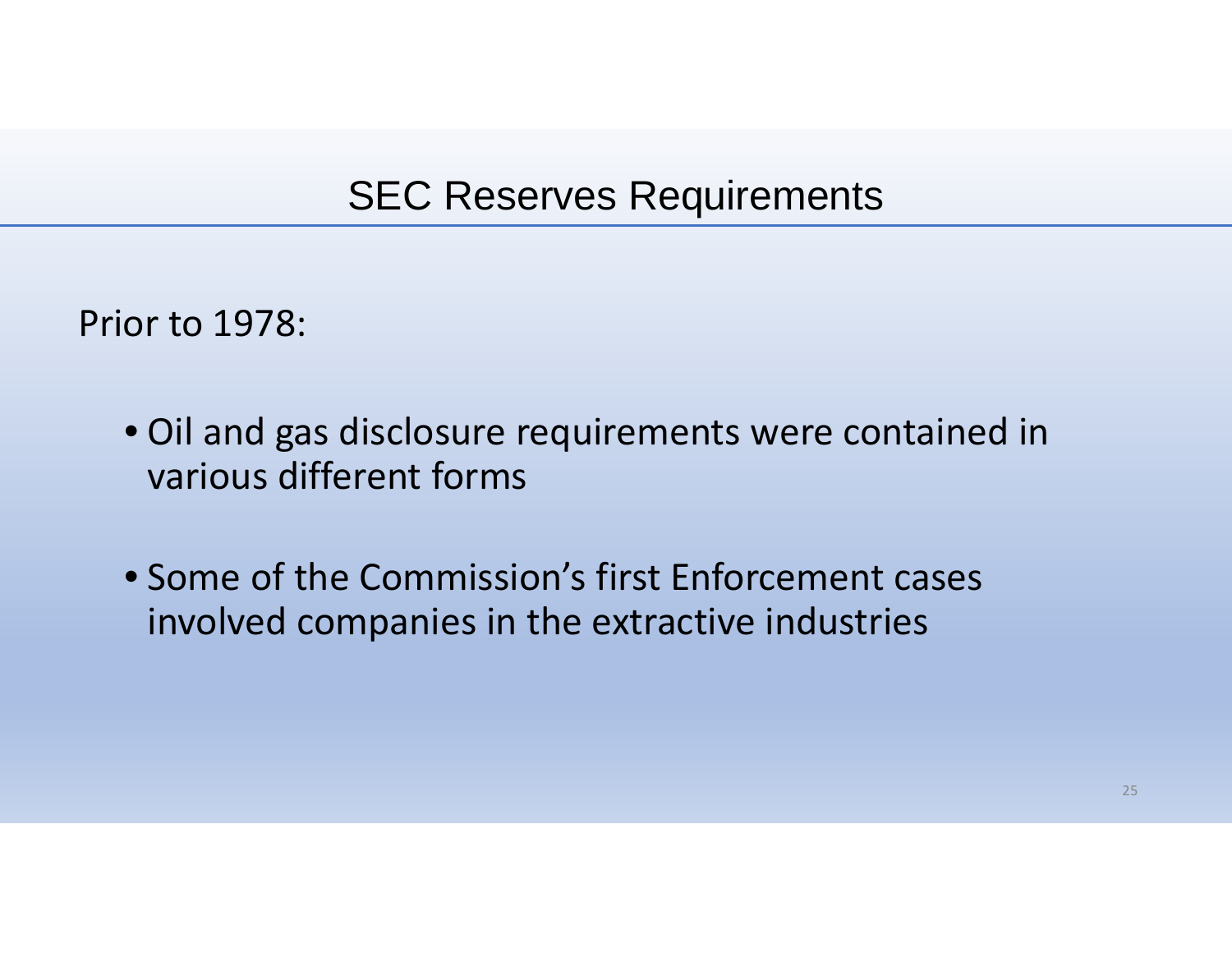# SEC Reserves Requirements

Prior to 1978:

- Oil and gas disclosure requirements were contained in various different forms
- Some of the Commission's first Enforcement cases involved companies in the extractive industries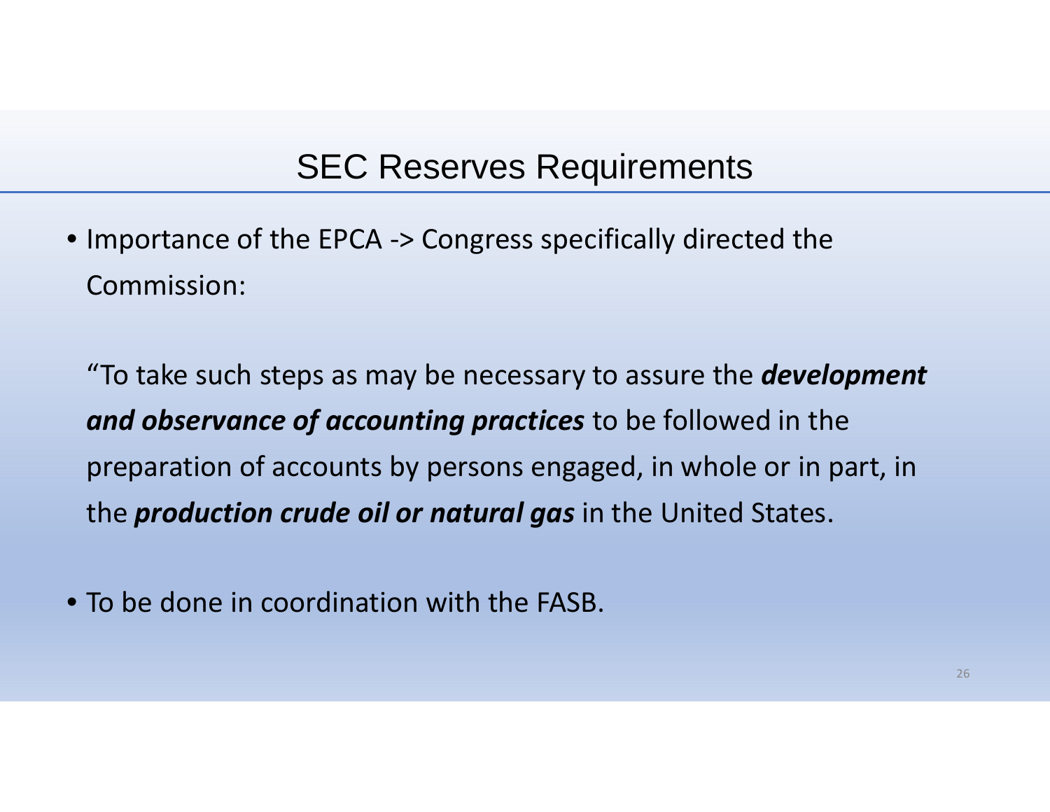# SEC Reserves Requirements

- Importance of the EPCA -> Congress specifically directed the Commission:

  "To take such steps as may be necessary to assure the ***development and observance of accounting practices*** to be followed in the preparation of accounts by persons engaged, in whole or in part, in the ***production crude oil or natural gas*** in the United States.

- To be done in coordination with the FASB.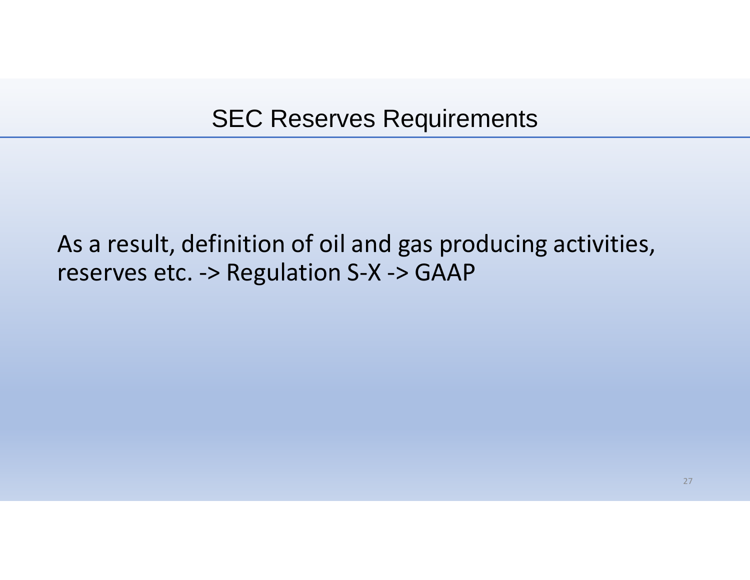# SEC Reserves Requirements

As a result, definition of oil and gas producing activities, reserves etc. -> Regulation S-X -> GAAP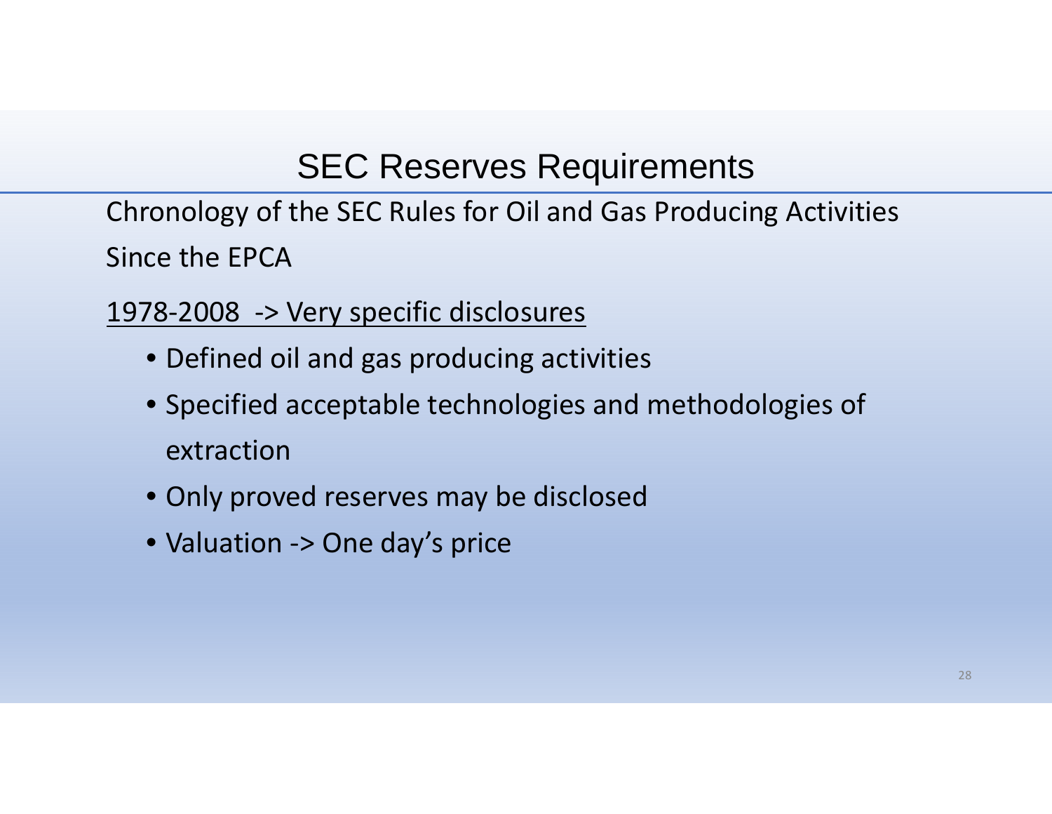# SEC Reserves Requirements

Chronology of the SEC Rules for Oil and Gas Producing Activities Since the EPCA

<u>1978-2008 -> Very specific disclosures</u>

- Defined oil and gas producing activities
- Specified acceptable technologies and methodologies of extraction
- Only proved reserves may be disclosed
- Valuation -> One day's price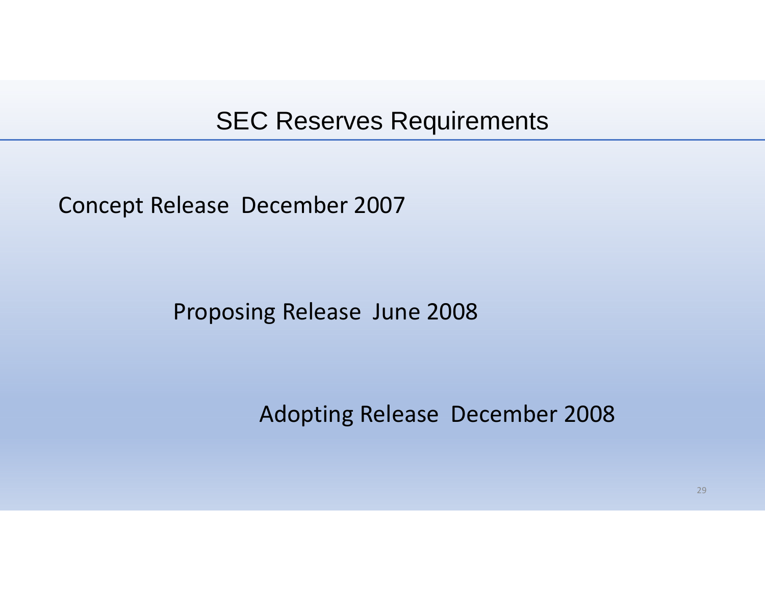# SEC Reserves Requirements

Concept Release December 2007

Proposing Release June 2008

Adopting Release December 2008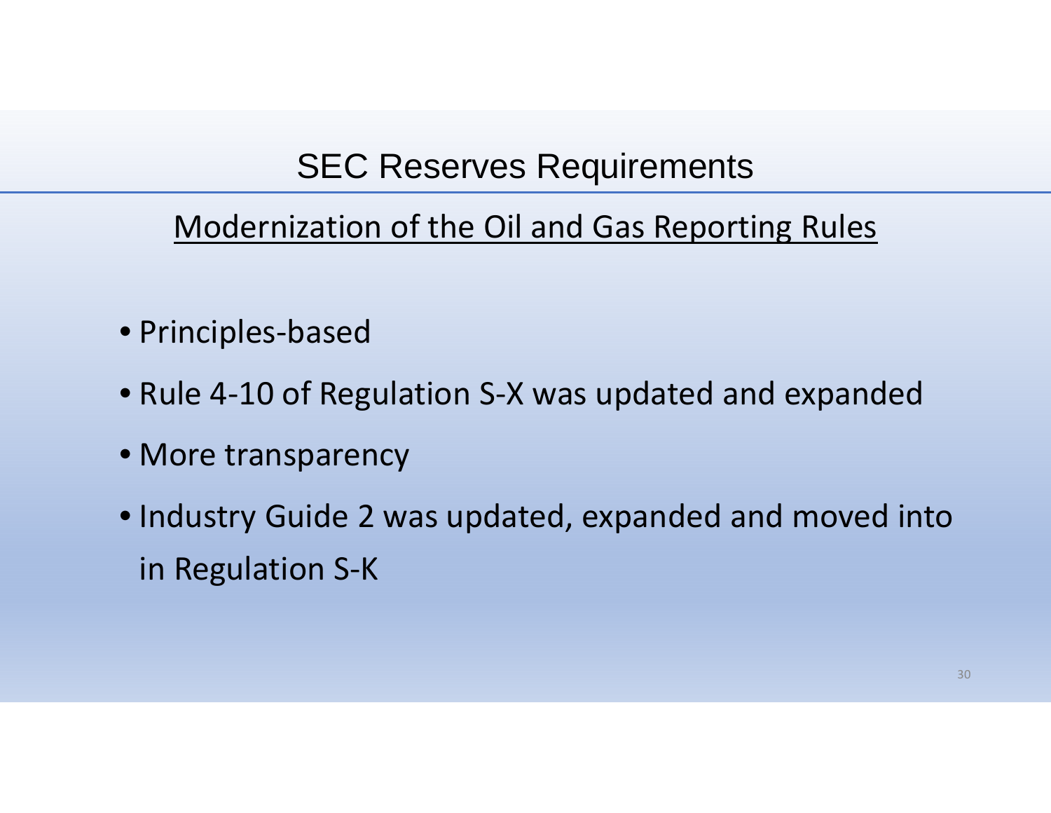# SEC Reserves Requirements

## Modernization of the Oil and Gas Reporting Rules

- Principles-based
- Rule 4-10 of Regulation S-X was updated and expanded
- More transparency
- Industry Guide 2 was updated, expanded and moved into in Regulation S-K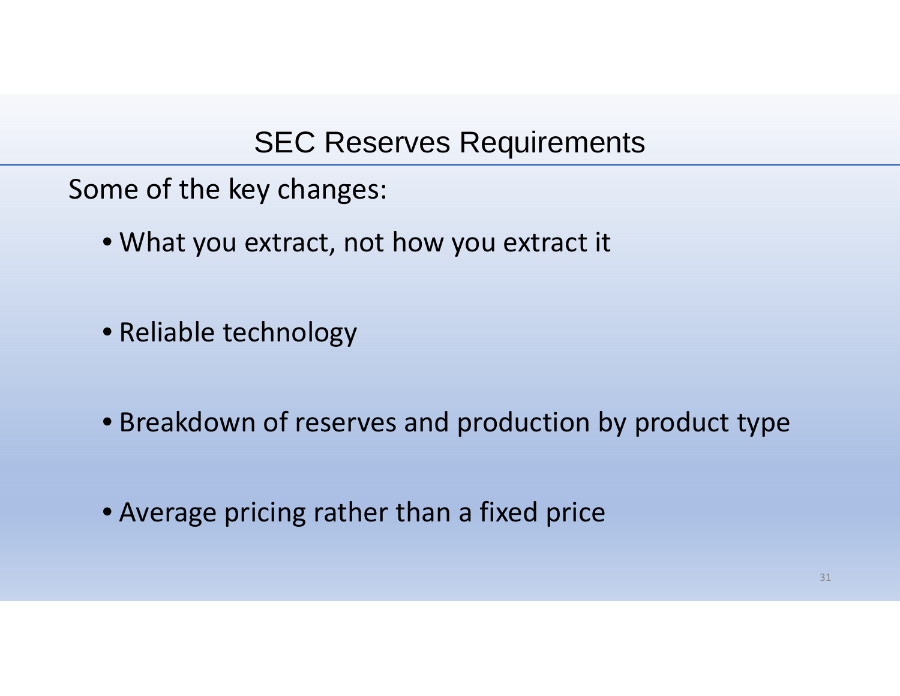# SEC Reserves Requirements

Some of the key changes:

- What you extract, not how you extract it
- Reliable technology
- Breakdown of reserves and production by product type
- Average pricing rather than a fixed price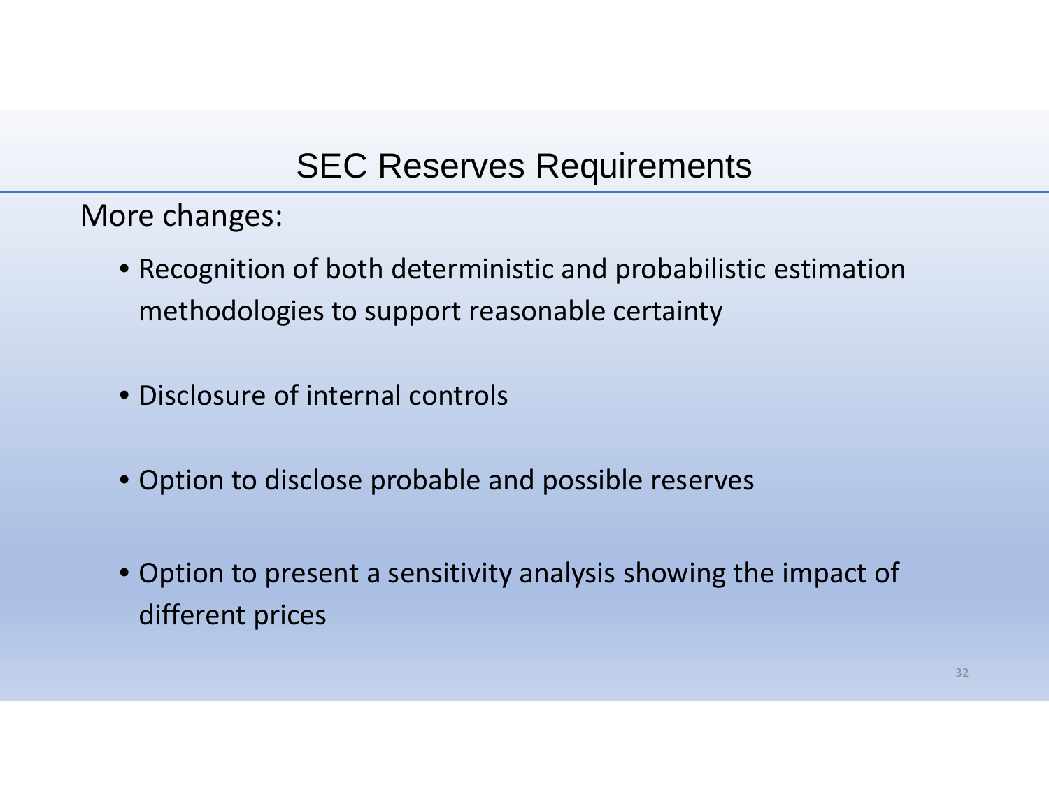# SEC Reserves Requirements

More changes:

- Recognition of both deterministic and probabilistic estimation methodologies to support reasonable certainty
- Disclosure of internal controls
- Option to disclose probable and possible reserves
- Option to present a sensitivity analysis showing the impact of different prices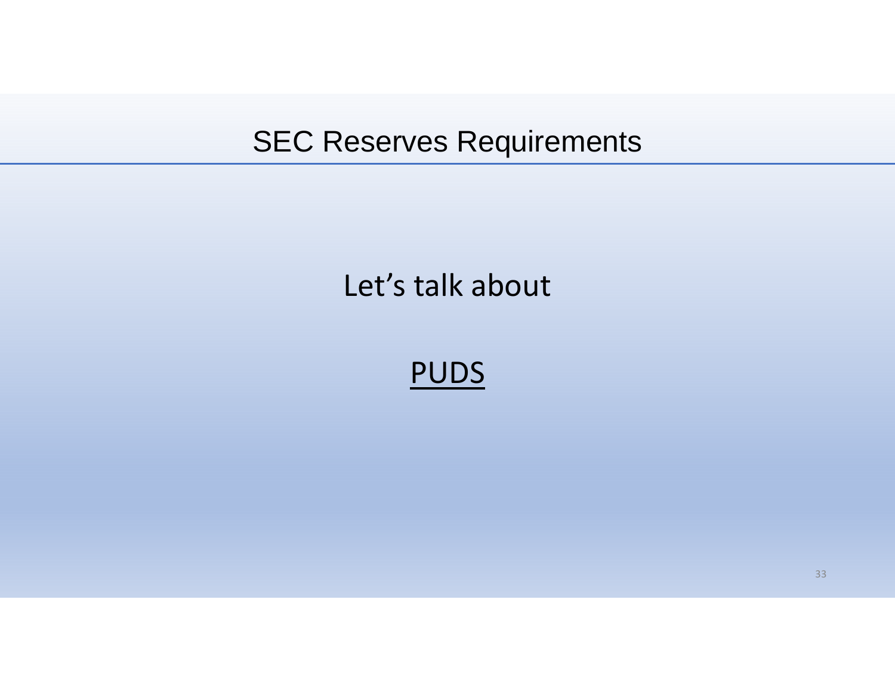# SEC Reserves Requirements

Let's talk about

PUDS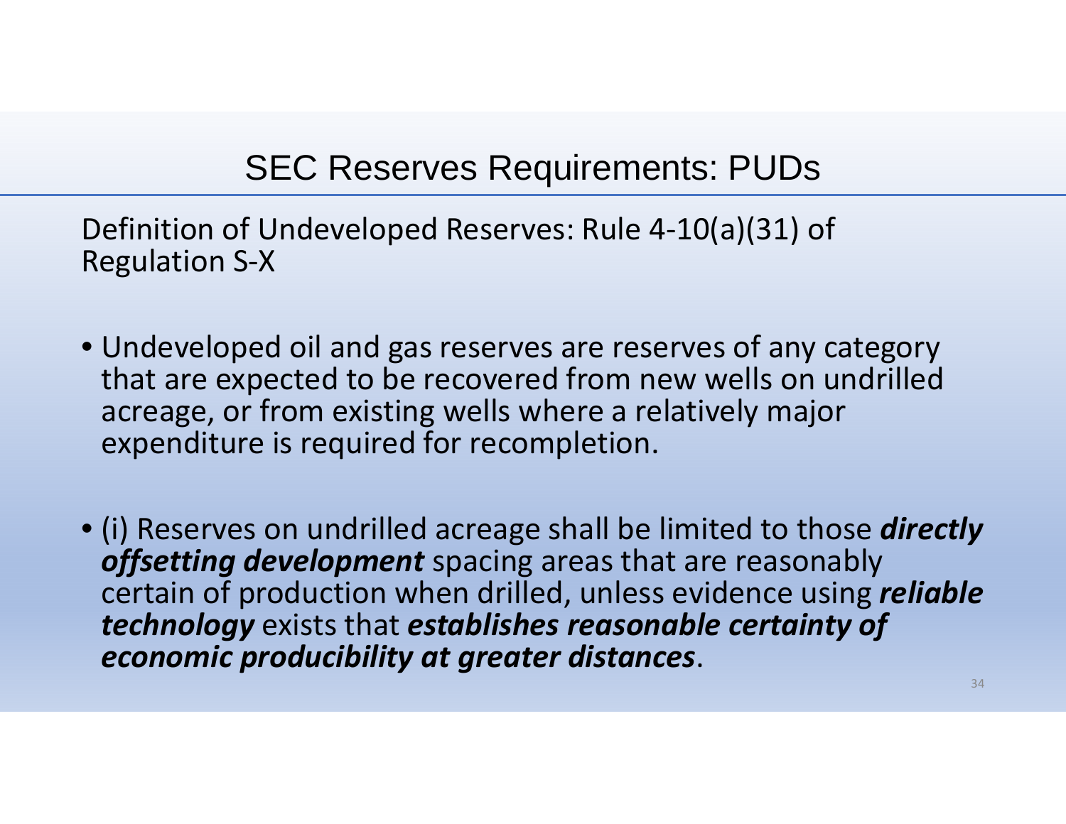# SEC Reserves Requirements: PUDs

Definition of Undeveloped Reserves: Rule 4-10(a)(31) of Regulation S-X

- Undeveloped oil and gas reserves are reserves of any category that are expected to be recovered from new wells on undrilled acreage, or from existing wells where a relatively major expenditure is required for recompletion.
- (i) Reserves on undrilled acreage shall be limited to those ***directly offsetting development*** spacing areas that are reasonably certain of production when drilled, unless evidence using ***reliable technology*** exists that ***establishes reasonable certainty of economic producibility at greater distances***.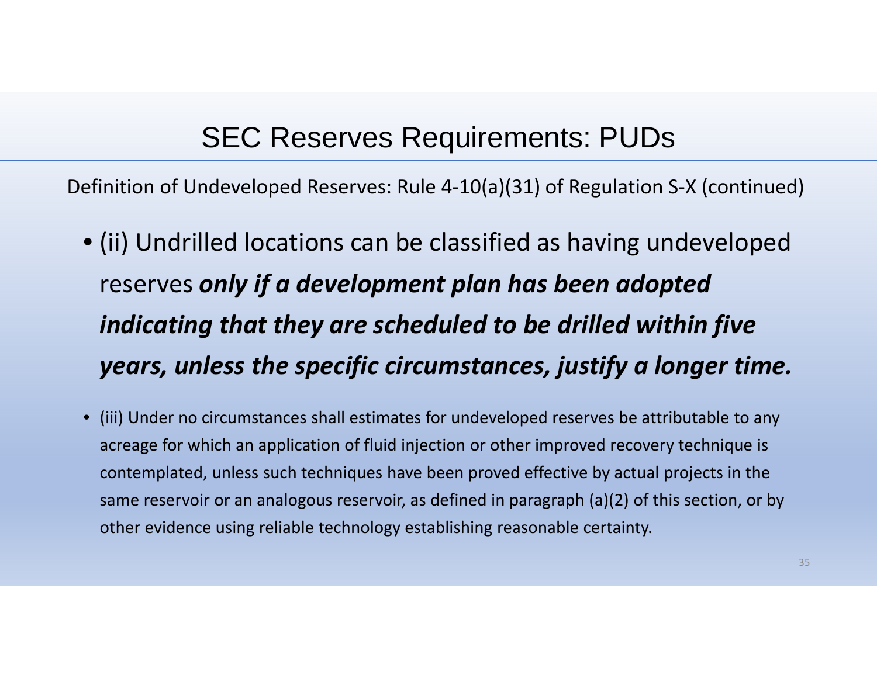# SEC Reserves Requirements: PUDs

Definition of Undeveloped Reserves: Rule 4-10(a)(31) of Regulation S-X (continued)

- (ii) Undrilled locations can be classified as having undeveloped reserves ***only if a development plan has been adopted indicating that they are scheduled to be drilled within five years, unless the specific circumstances, justify a longer time.***

- (iii) Under no circumstances shall estimates for undeveloped reserves be attributable to any acreage for which an application of fluid injection or other improved recovery technique is contemplated, unless such techniques have been proved effective by actual projects in the same reservoir or an analogous reservoir, as defined in paragraph (a)(2) of this section, or by other evidence using reliable technology establishing reasonable certainty.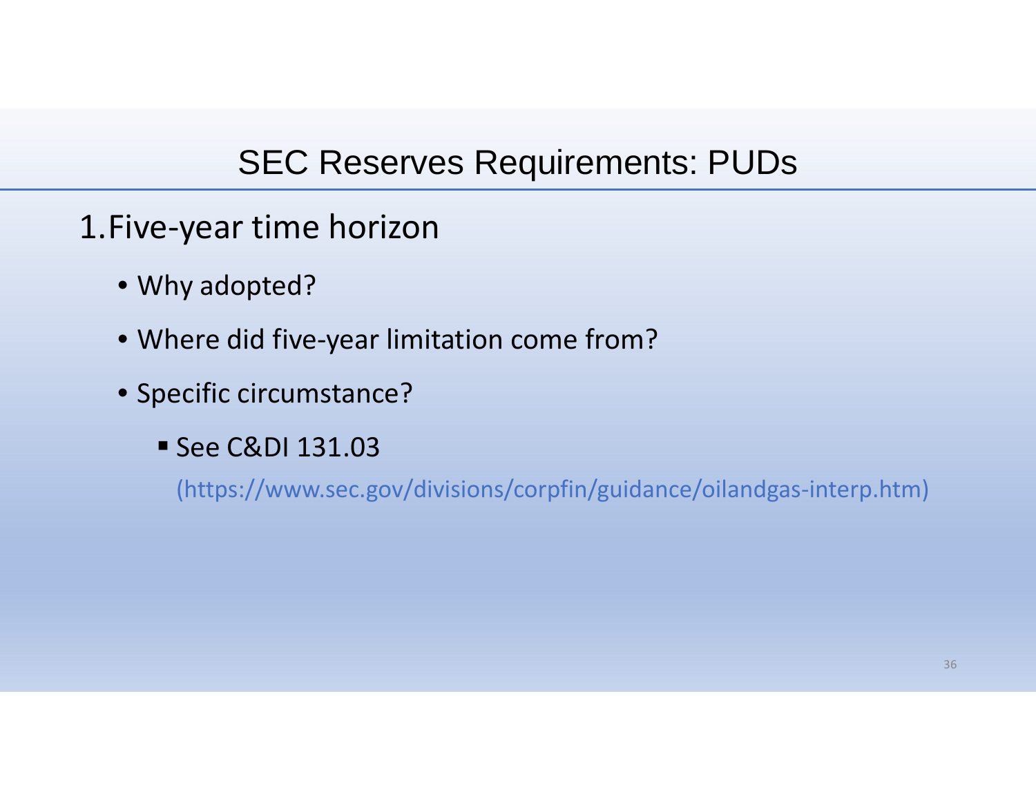# SEC Reserves Requirements: PUDs

1. Five-year time horizon
   - Why adopted?
   - Where did five-year limitation come from?
   - Specific circumstance?
     - See C&DI 131.03

       (https://www.sec.gov/divisions/corpfin/guidance/oilandgas-interp.htm)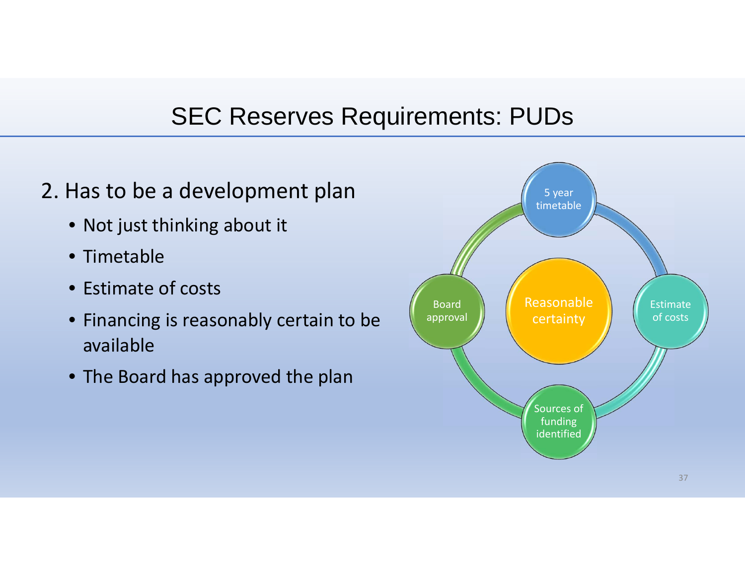# SEC Reserves Requirements: PUDs

2. Has to be a development plan
   - Not just thinking about it
   - Timetable
   - Estimate of costs
   - Financing is reasonably certain to be available
   - The Board has approved the plan

Reasonable certainty

- 5 year timetable
- Estimate of costs
- Sources of funding identified
- Board approval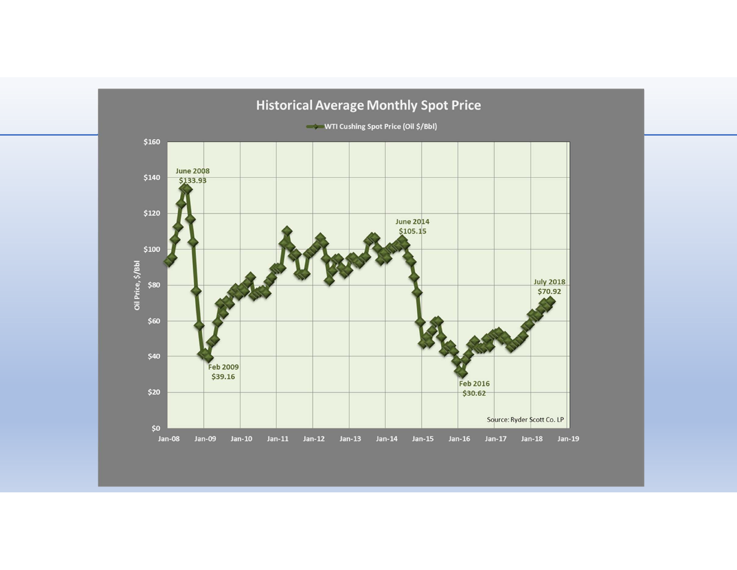## Historical Average Monthly Spot Price

WTI Cushing Spot Price (Oil $/Bbl)

Oil Price, $/Bbl

June 2008
$133.93

Feb 2009
$39.16

June 2014
$105.15

Feb 2016
$30.62

July 2018
$70.92

Source: Ryder Scott Co. LP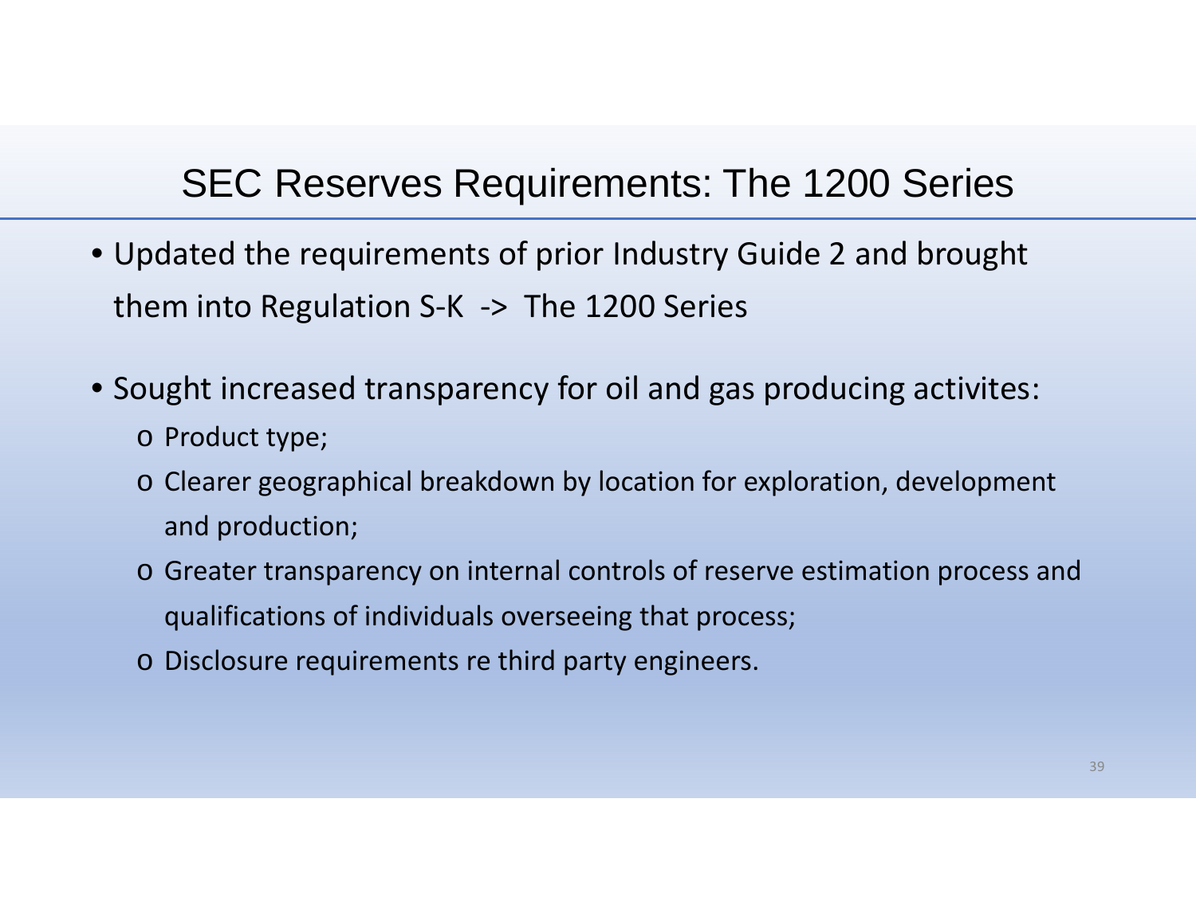# SEC Reserves Requirements: The 1200 Series

- Updated the requirements of prior Industry Guide 2 and brought them into Regulation S-K -> The 1200 Series

- Sought increased transparency for oil and gas producing activites:
  - Product type;
  - Clearer geographical breakdown by location for exploration, development and production;
  - Greater transparency on internal controls of reserve estimation process and qualifications of individuals overseeing that process;
  - Disclosure requirements re third party engineers.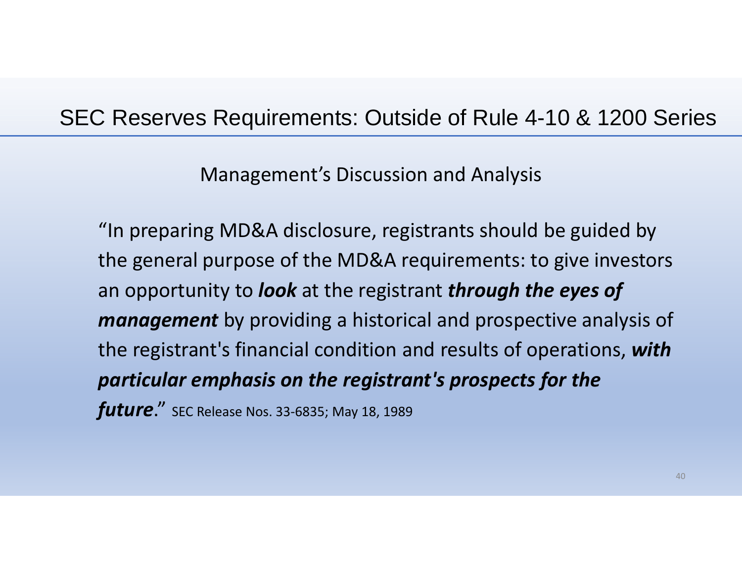# SEC Reserves Requirements: Outside of Rule 4-10 & 1200 Series

## Management's Discussion and Analysis

"In preparing MD&A disclosure, registrants should be guided by the general purpose of the MD&A requirements: to give investors an opportunity to ***look*** at the registrant ***through the eyes of management*** by providing a historical and prospective analysis of the registrant's financial condition and results of operations, ***with particular emphasis on the registrant's prospects for the future***." SEC Release Nos. 33-6835; May 18, 1989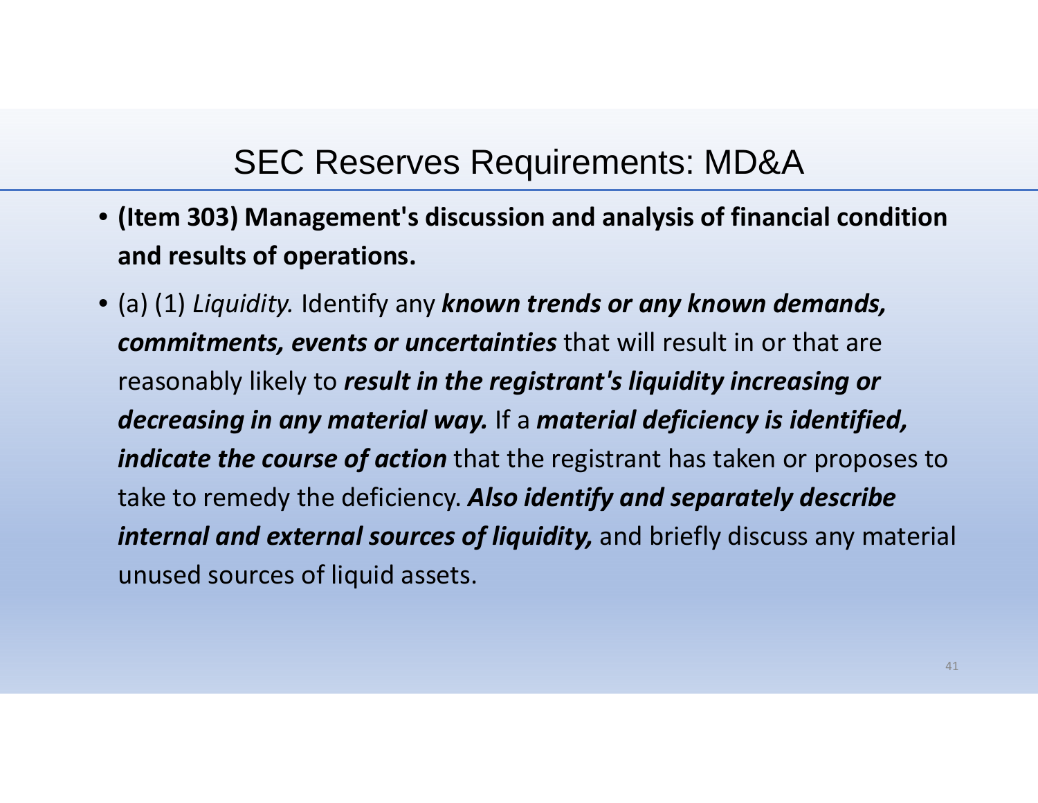# SEC Reserves Requirements: MD&A

- **(Item 303) Management's discussion and analysis of financial condition and results of operations.**
- (a) (1) *Liquidity.* Identify any ***known trends or any known demands, commitments, events or uncertainties*** that will result in or that are reasonably likely to ***result in the registrant's liquidity increasing or decreasing in any material way.*** If a ***material deficiency is identified, indicate the course of action*** that the registrant has taken or proposes to take to remedy the deficiency. ***Also identify and separately describe internal and external sources of liquidity,*** and briefly discuss any material unused sources of liquid assets.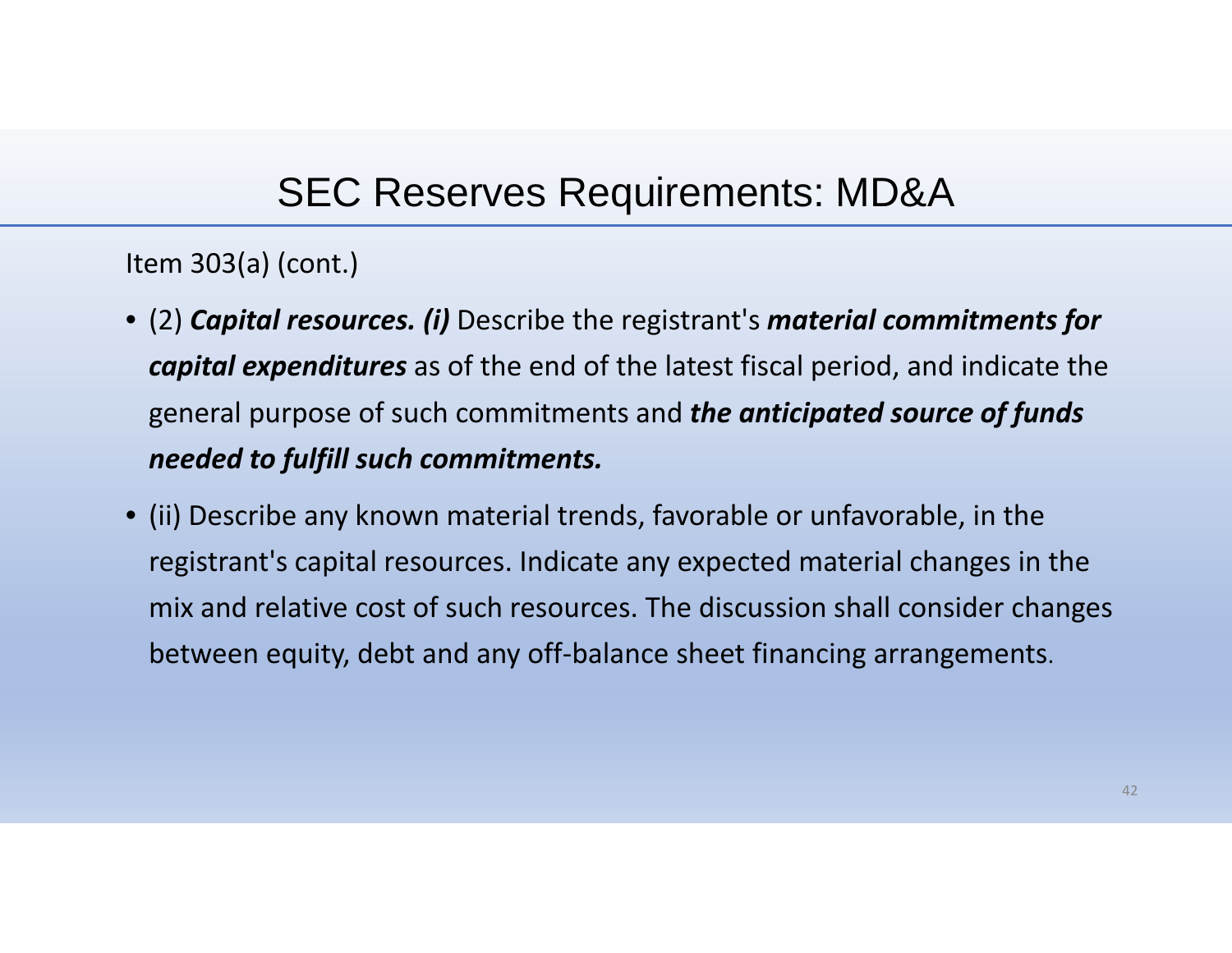# SEC Reserves Requirements: MD&A

Item 303(a) (cont.)

- (2) ***Capital resources. (i)*** Describe the registrant's ***material commitments for capital expenditures*** as of the end of the latest fiscal period, and indicate the general purpose of such commitments and ***the anticipated source of funds needed to fulfill such commitments.***
- (ii) Describe any known material trends, favorable or unfavorable, in the registrant's capital resources. Indicate any expected material changes in the mix and relative cost of such resources. The discussion shall consider changes between equity, debt and any off-balance sheet financing arrangements.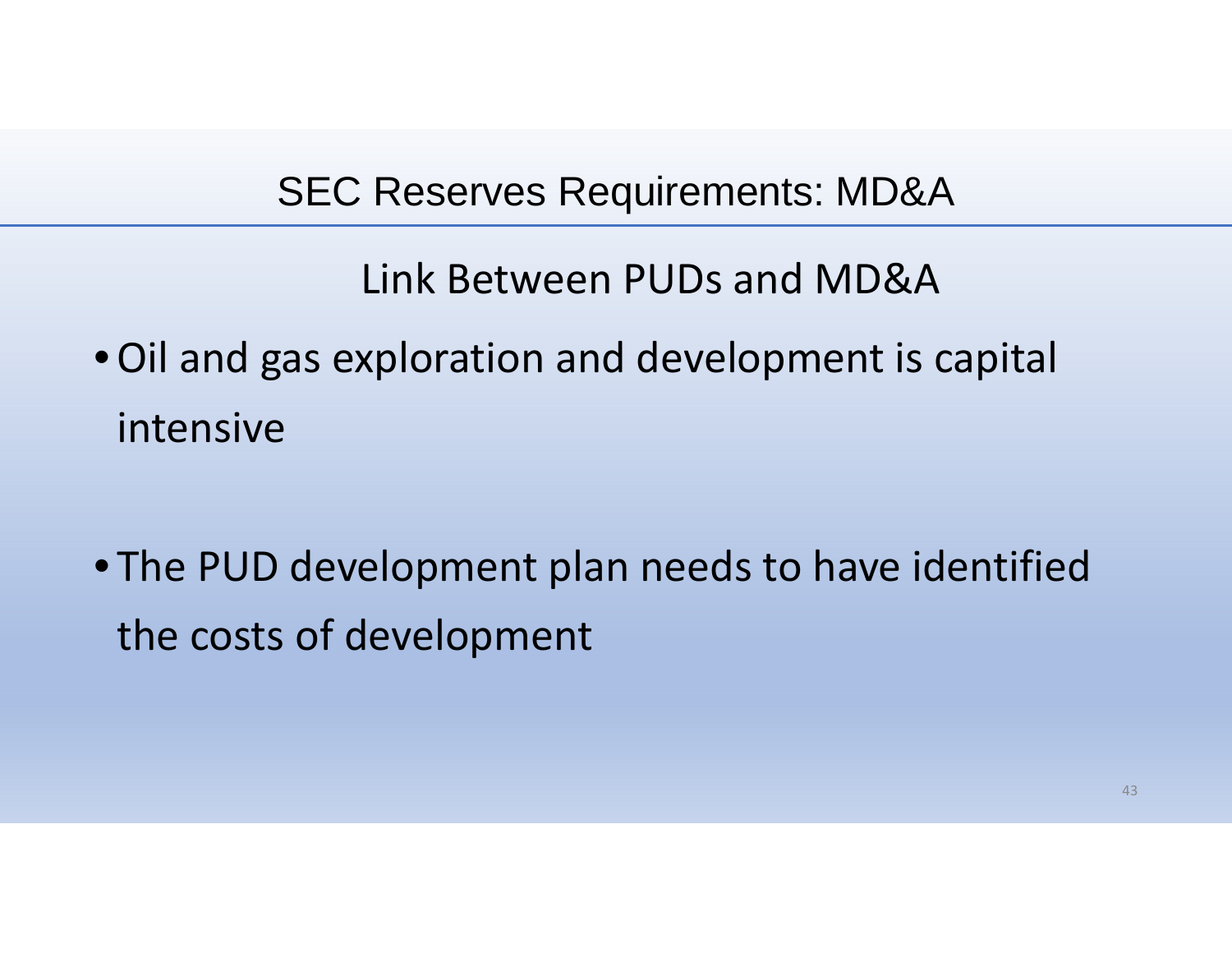# SEC Reserves Requirements: MD&A

## Link Between PUDs and MD&A

- Oil and gas exploration and development is capital intensive

- The PUD development plan needs to have identified the costs of development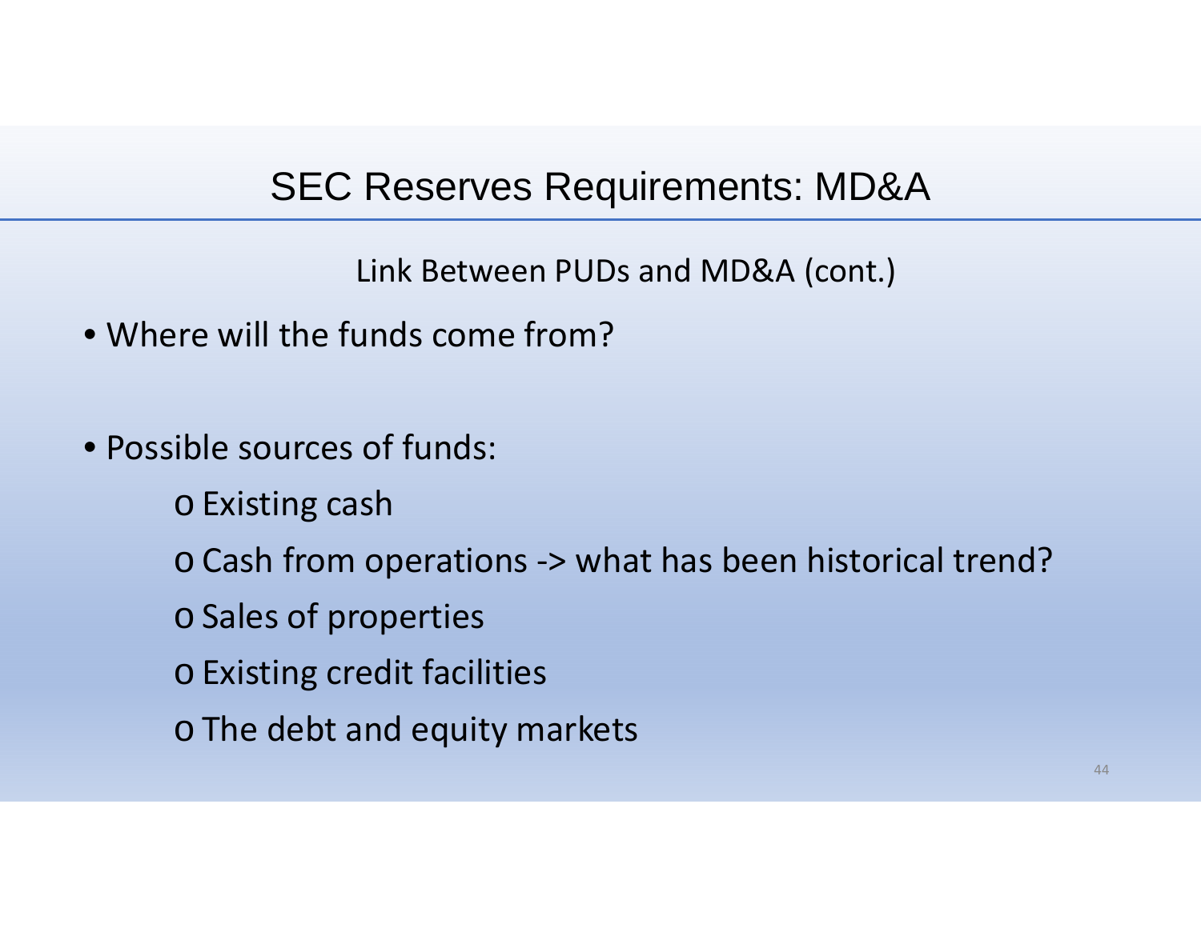# SEC Reserves Requirements: MD&A

## Link Between PUDs and MD&A (cont.)

- Where will the funds come from?

- Possible sources of funds:
  - Existing cash
  - Cash from operations -> what has been historical trend?
  - Sales of properties
  - Existing credit facilities
  - The debt and equity markets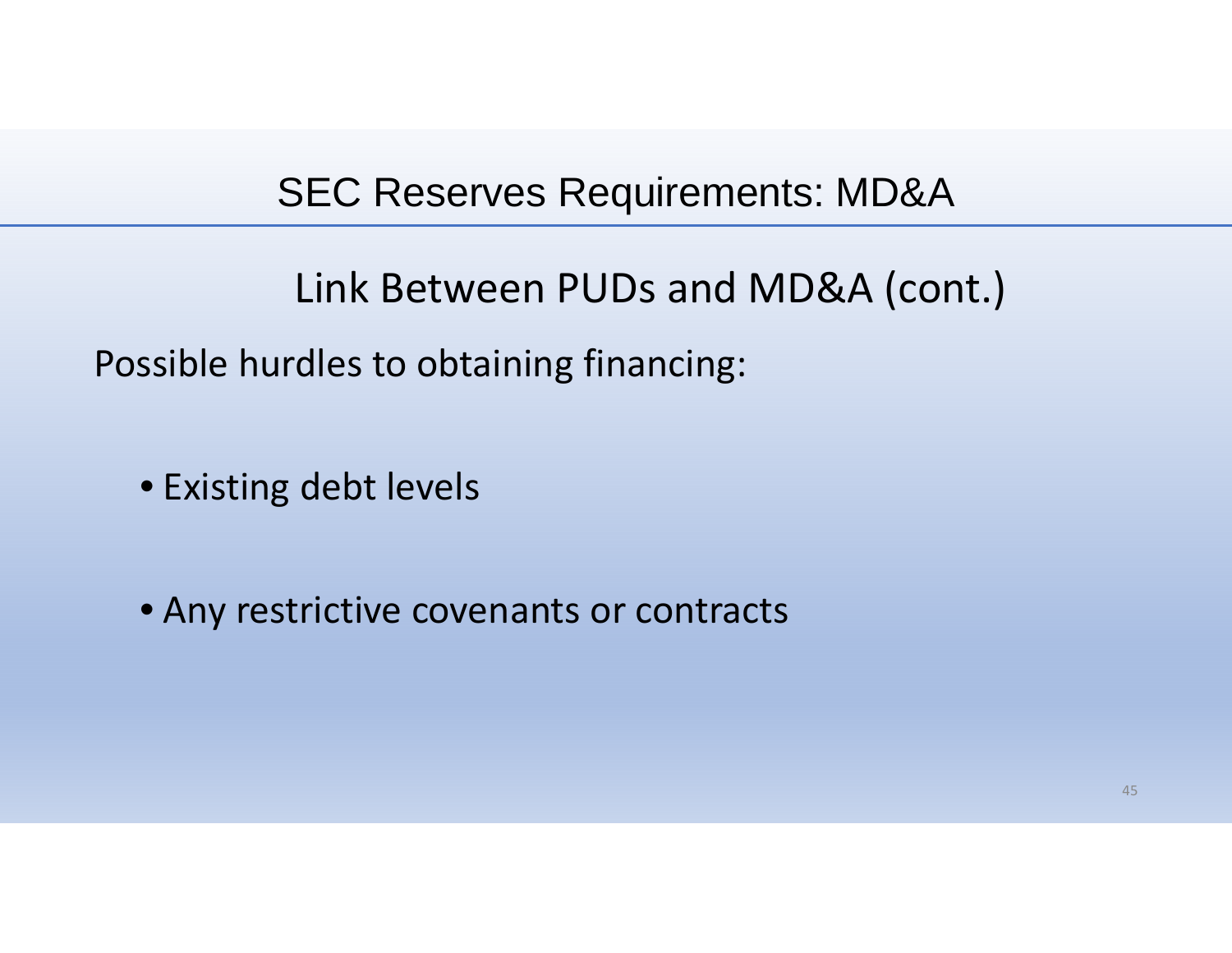# SEC Reserves Requirements: MD&A

## Link Between PUDs and MD&A (cont.)

Possible hurdles to obtaining financing:

- Existing debt levels
- Any restrictive covenants or contracts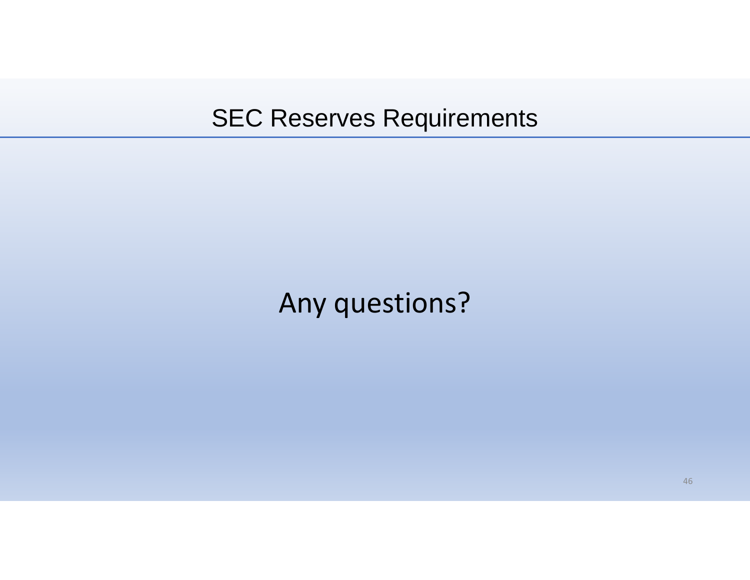# SEC Reserves Requirements

Any questions?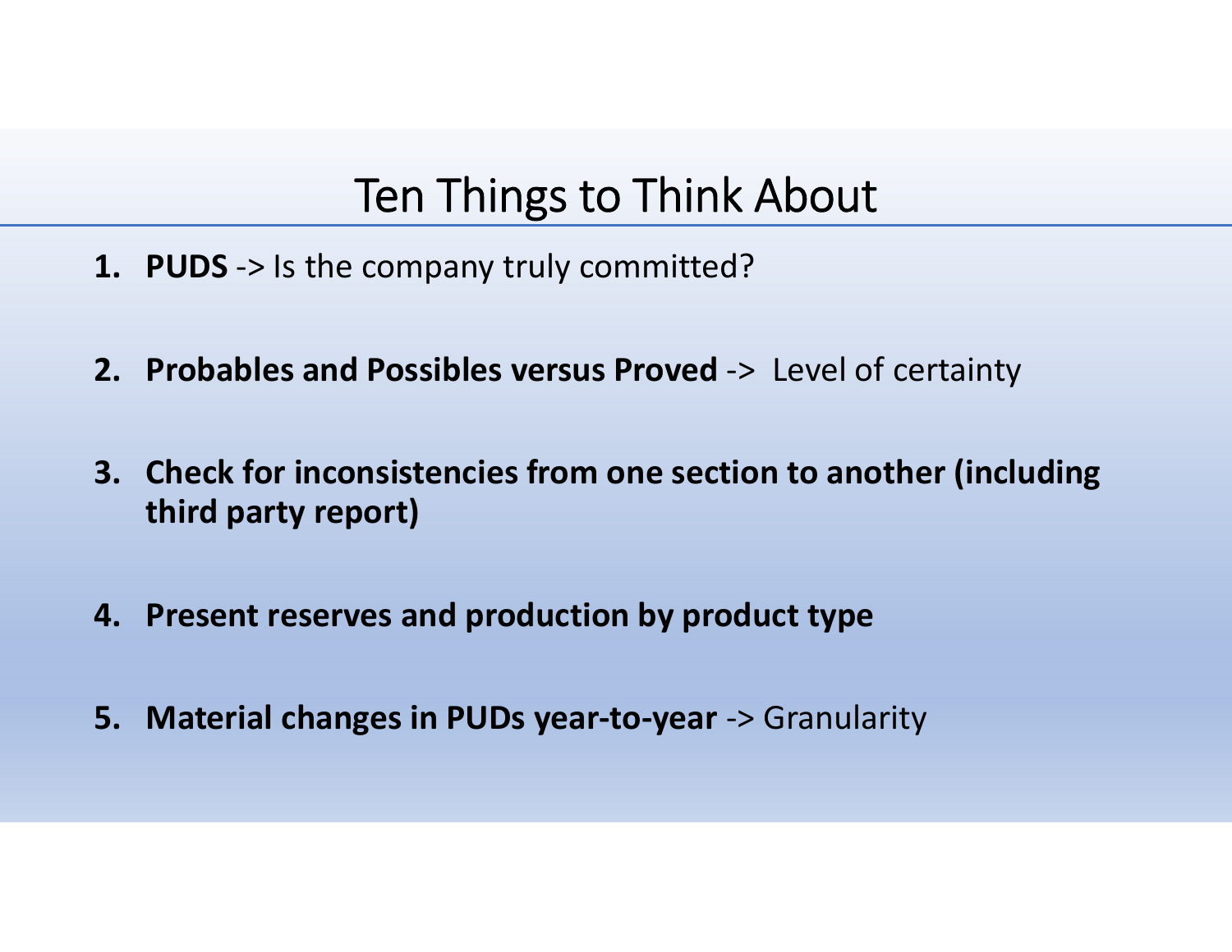# Ten Things to Think About

1. **PUDS** -> Is the company truly committed?

2. **Probables and Possibles versus Proved** -> Level of certainty

3. **Check for inconsistencies from one section to another (including third party report)**

4. **Present reserves and production by product type**

5. **Material changes in PUDs year-to-year** -> Granularity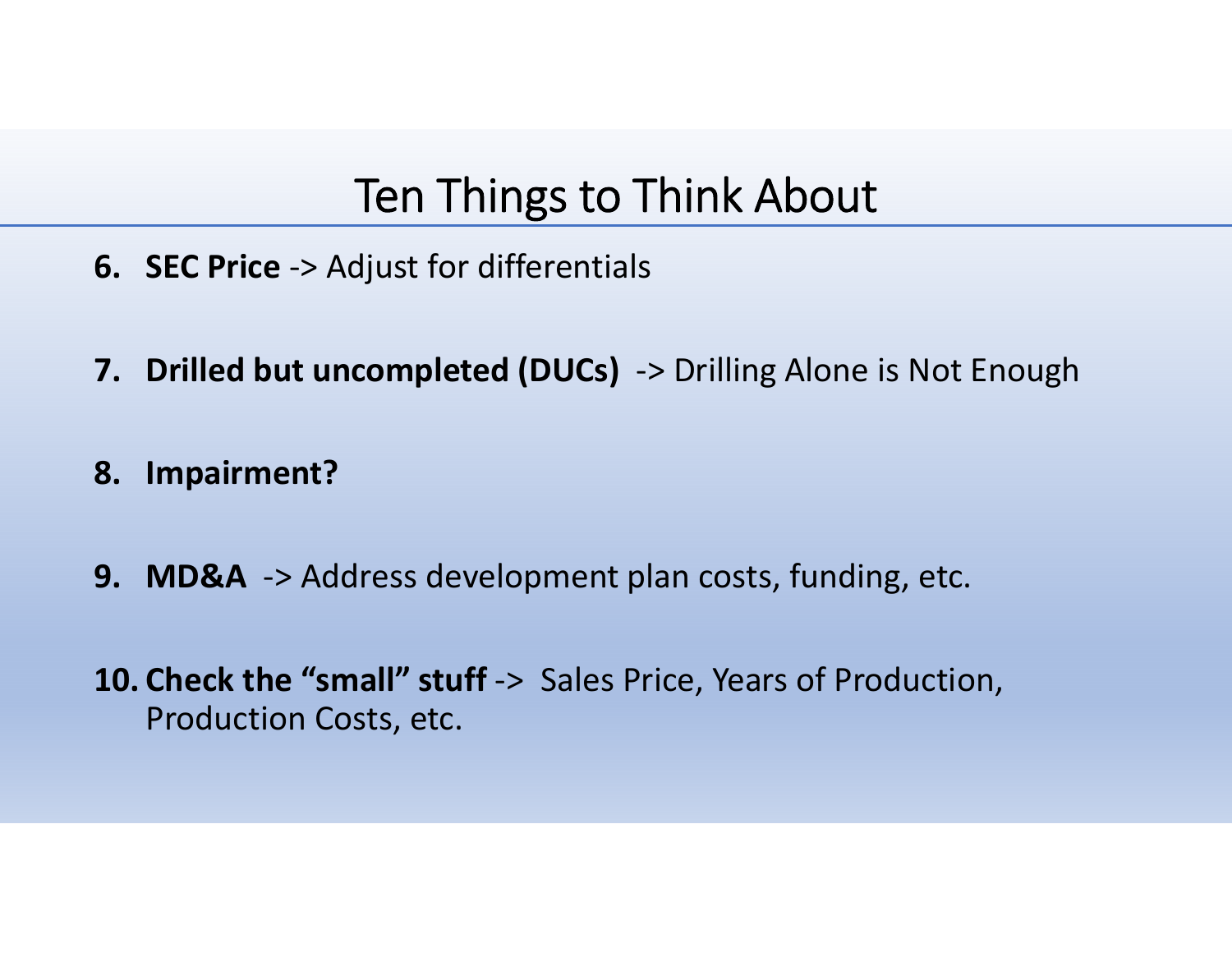# Ten Things to Think About

6. **SEC Price** -> Adjust for differentials

7. **Drilled but uncompleted (DUCs)** -> Drilling Alone is Not Enough

8. **Impairment?**

9. **MD&A** -> Address development plan costs, funding, etc.

10. **Check the "small" stuff** -> Sales Price, Years of Production, Production Costs, etc.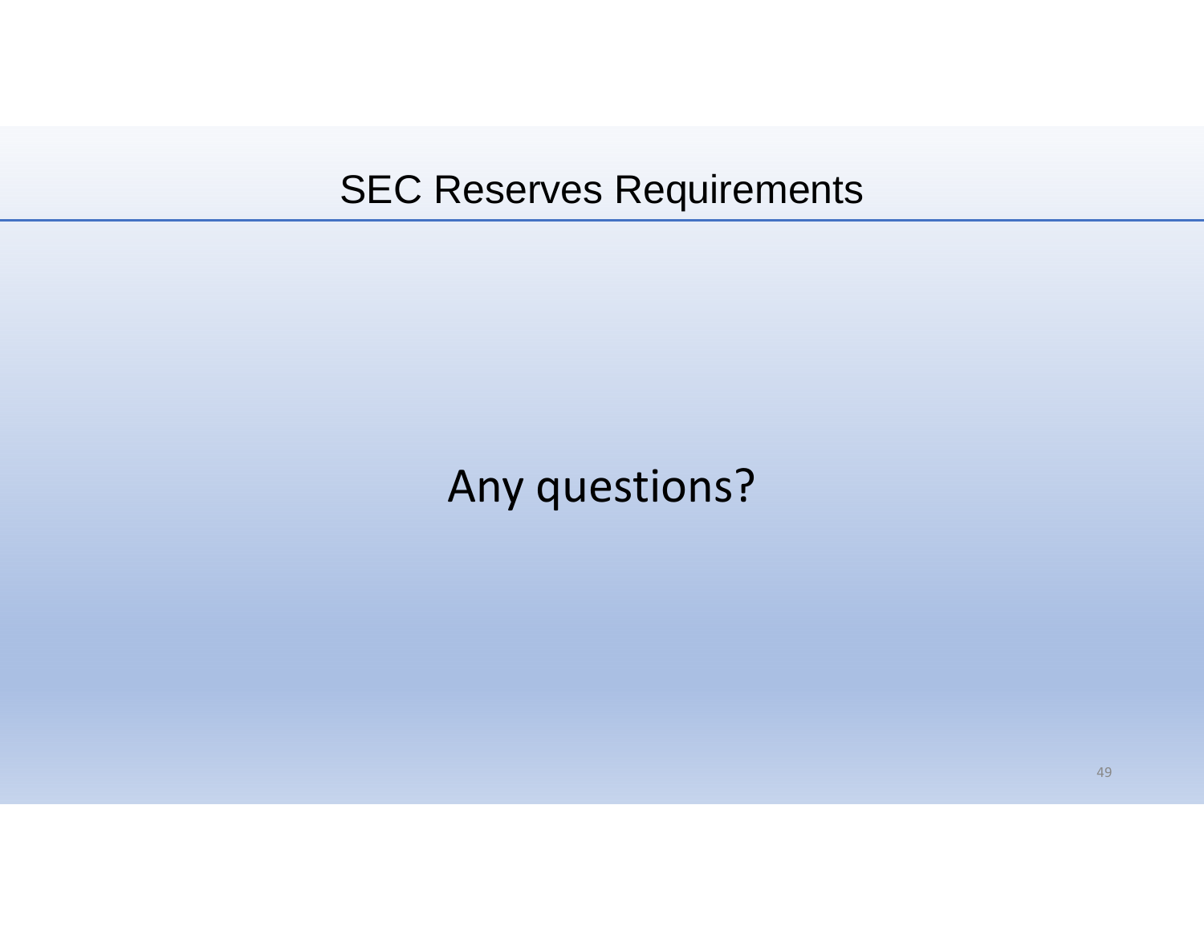# SEC Reserves Requirements

Any questions?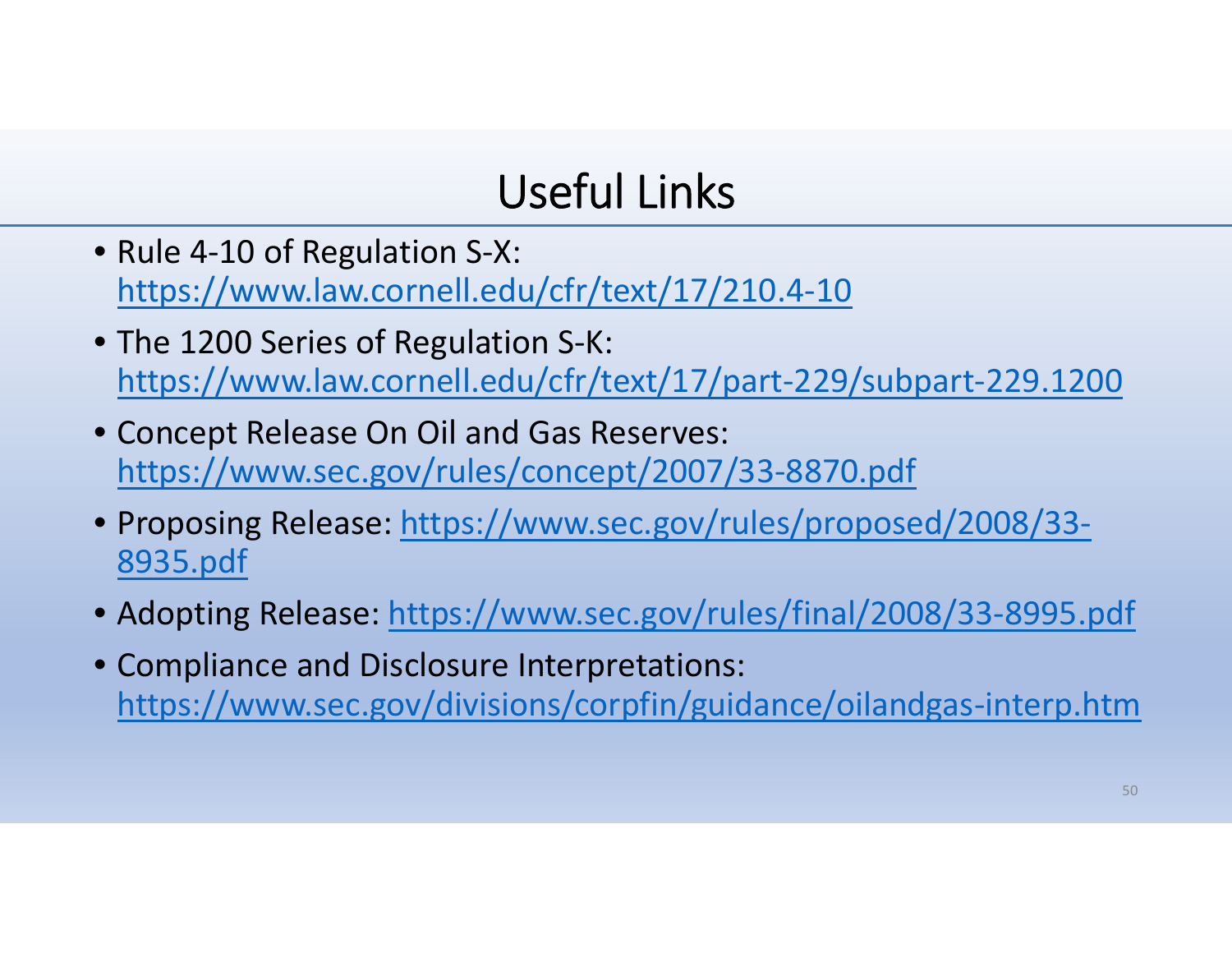# Useful Links

- Rule 4-10 of Regulation S-X: https://www.law.cornell.edu/cfr/text/17/210.4-10
- The 1200 Series of Regulation S-K: https://www.law.cornell.edu/cfr/text/17/part-229/subpart-229.1200
- Concept Release On Oil and Gas Reserves: https://www.sec.gov/rules/concept/2007/33-8870.pdf
- Proposing Release: https://www.sec.gov/rules/proposed/2008/33-8935.pdf
- Adopting Release: https://www.sec.gov/rules/final/2008/33-8995.pdf
- Compliance and Disclosure Interpretations: https://www.sec.gov/divisions/corpfin/guidance/oilandgas-interp.htm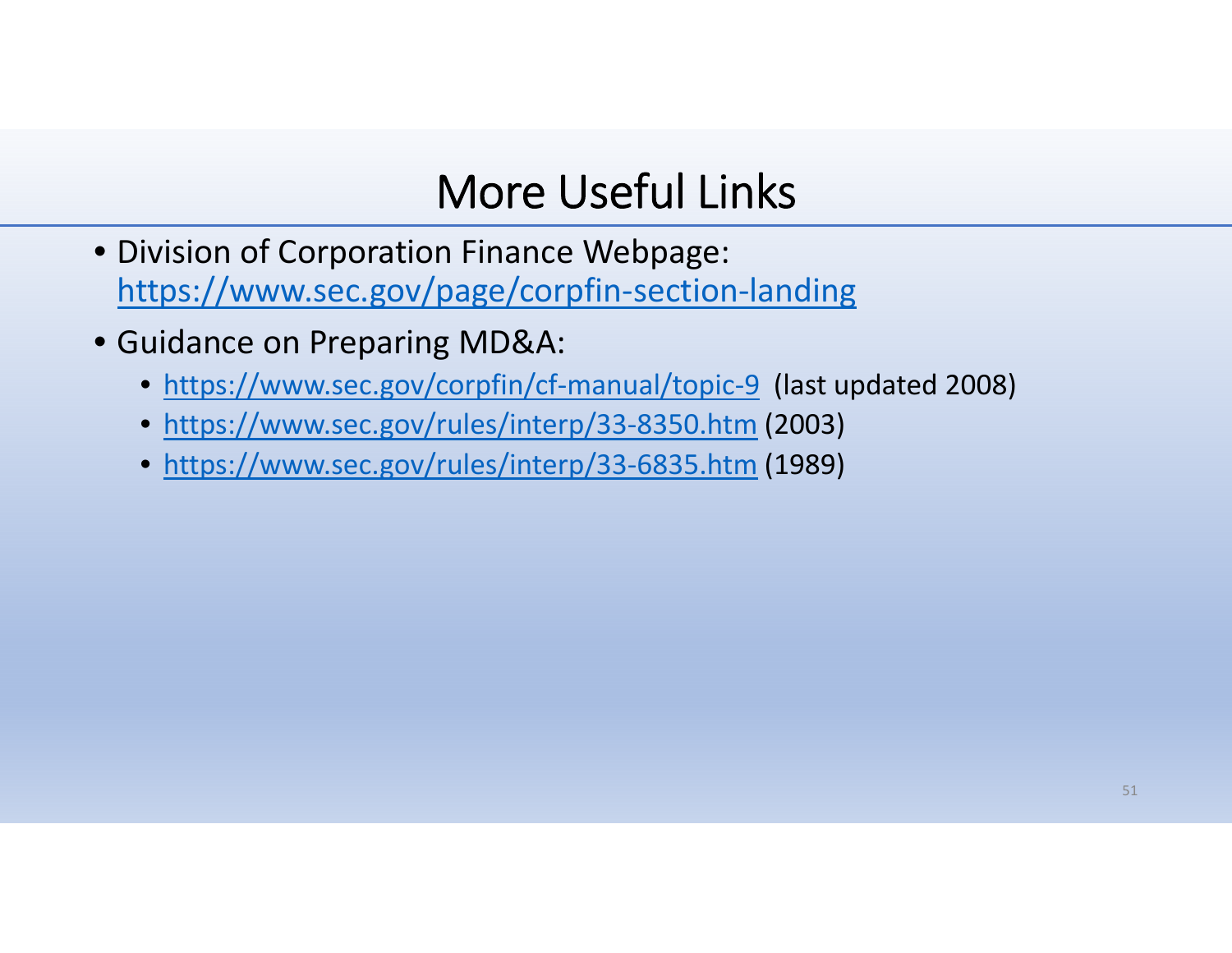# More Useful Links

- Division of Corporation Finance Webpage: https://www.sec.gov/page/corpfin-section-landing
- Guidance on Preparing MD&A:
  - https://www.sec.gov/corpfin/cf-manual/topic-9 (last updated 2008)
  - https://www.sec.gov/rules/interp/33-8350.htm (2003)
  - https://www.sec.gov/rules/interp/33-6835.htm (1989)